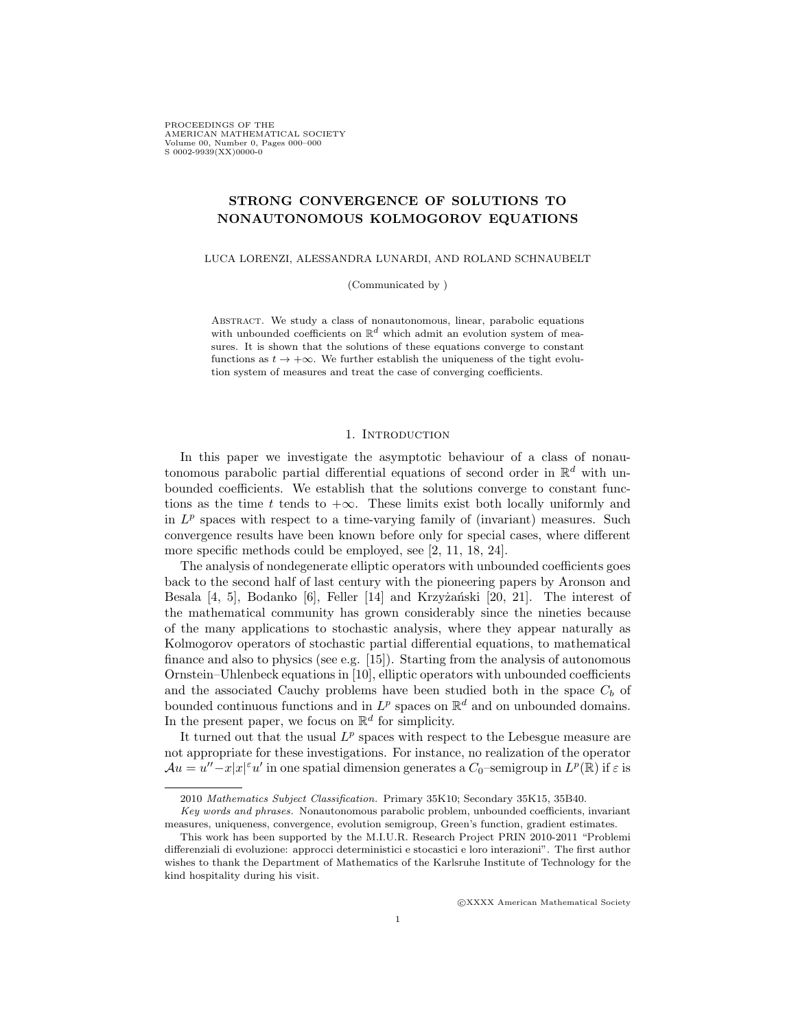# STRONG CONVERGENCE OF SOLUTIONS TO NONAUTONOMOUS KOLMOGOROV EQUATIONS

LUCA LORENZI, ALESSANDRA LUNARDI, AND ROLAND SCHNAUBELT

(Communicated by )

Abstract. We study a class of nonautonomous, linear, parabolic equations with unbounded coefficients on $\mathbb{R}^d$ which admit an evolution system of measures. It is shown that the solutions of these equations converge to constant functions as $t \to +\infty$. We further establish the uniqueness of the tight evolution system of measures and treat the case of converging coefficients.

## 1. Introduction

In this paper we investigate the asymptotic behaviour of a class of nonautonomous parabolic partial differential equations of second order in $\mathbb{R}^d$ with unbounded coefficients. We establish that the solutions converge to constant functions as the time $t$ tends to $+\infty$. These limits exist both locally uniformly and in $L^p$ spaces with respect to a time-varying family of (invariant) measures. Such convergence results have been known before only for special cases, where different more specific methods could be employed, see [2, 11, 18, 24].

The analysis of nondegenerate elliptic operators with unbounded coefficients goes back to the second half of last century with the pioneering papers by Aronson and Besala [4, 5], Bodanko [6], Feller [14] and Krzyżański [20, 21]. The interest of the mathematical community has grown considerably since the nineties because of the many applications to stochastic analysis, where they appear naturally as Kolmogorov operators of stochastic partial differential equations, to mathematical finance and also to physics (see e.g. [15]). Starting from the analysis of autonomous Ornstein–Uhlenbeck equations in [10], elliptic operators with unbounded coefficients and the associated Cauchy problems have been studied both in the space $C_b$ of bounded continuous functions and in $L^p$ spaces on $\mathbb{R}^d$ and on unbounded domains. In the present paper, we focus on $\mathbb{R}^d$ for simplicity.

It turned out that the usual $L^p$ spaces with respect to the Lebesgue measure are not appropriate for these investigations. For instance, no realization of the operator $\mathcal{A}u = u'' - x|x|^\varepsilon u'$ in one spatial dimension generates a $C_0$–semigroup in $L^p(\mathbb{R})$ if $\varepsilon$ is

---

2010 *Mathematics Subject Classification.* Primary 35K10; Secondary 35K15, 35B40.

*Key words and phrases.* Nonautonomous parabolic problem, unbounded coefficients, invariant measures, uniqueness, convergence, evolution semigroup, Green's function, gradient estimates.

This work has been supported by the M.I.U.R. Research Project PRIN 2010-2011 "Problemi differenziali di evoluzione: approcci deterministici e stocastici e loro interazioni". The first author wishes to thank the Department of Mathematics of the Karlsruhe Institute of Technology for the kind hospitality during his visit.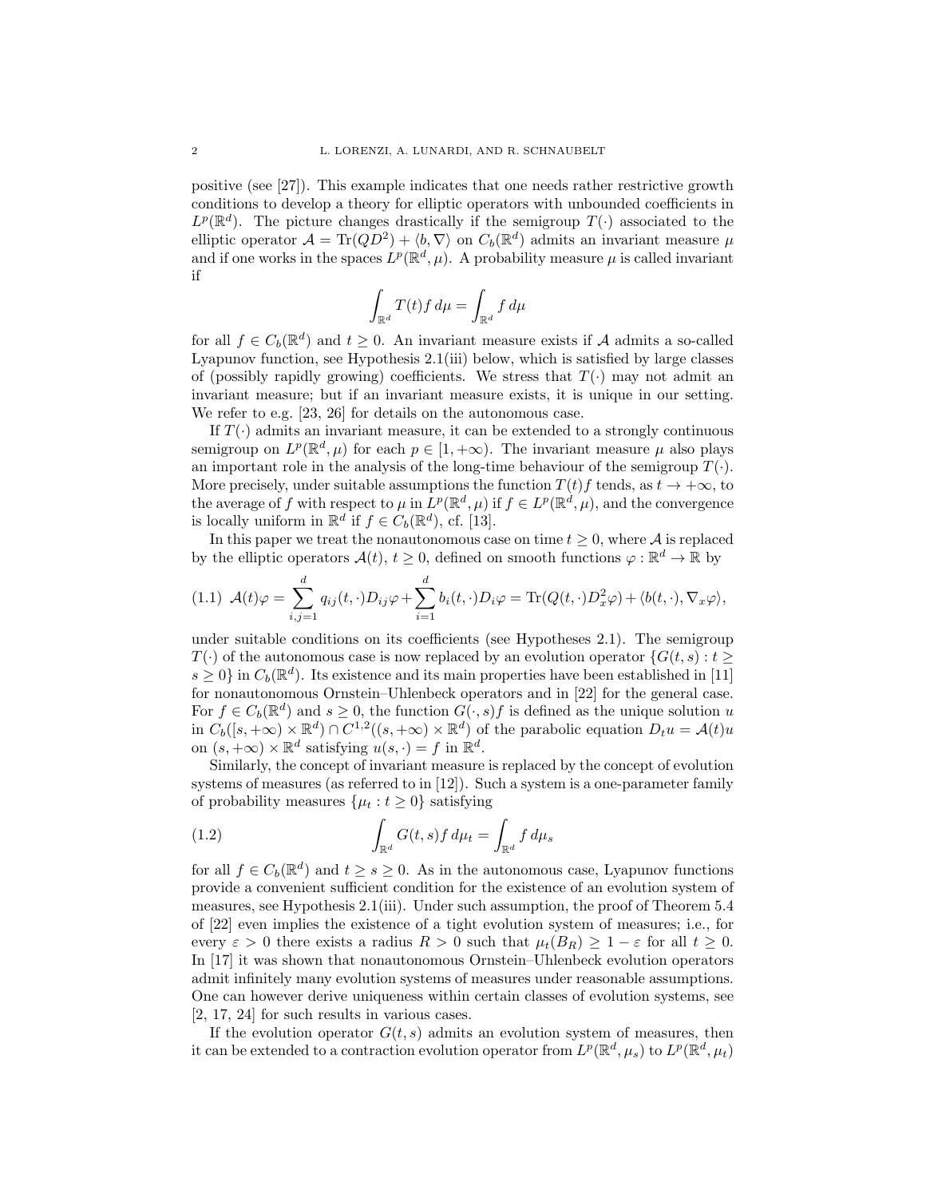positive (see [27]). This example indicates that one needs rather restrictive growth conditions to develop a theory for elliptic operators with unbounded coefficients in $L^p(\mathbb{R}^d)$. The picture changes drastically if the semigroup $T(\cdot)$ associated to the elliptic operator $\mathcal{A} = \mathrm{Tr}(QD^2) + \langle b, \nabla\rangle$ on $C_b(\mathbb{R}^d)$ admits an invariant measure $\mu$ and if one works in the spaces $L^p(\mathbb{R}^d, \mu)$. A probability measure $\mu$ is called invariant if

$$\int_{\mathbb{R}^d} T(t)f\, d\mu = \int_{\mathbb{R}^d} f\, d\mu$$

for all $f \in C_b(\mathbb{R}^d)$ and $t \geq 0$. An invariant measure exists if $\mathcal{A}$ admits a so-called Lyapunov function, see Hypothesis 2.1(iii) below, which is satisfied by large classes of (possibly rapidly growing) coefficients. We stress that $T(\cdot)$ may not admit an invariant measure; but if an invariant measure exists, it is unique in our setting. We refer to e.g. [23, 26] for details on the autonomous case.

If $T(\cdot)$ admits an invariant measure, it can be extended to a strongly continuous semigroup on $L^p(\mathbb{R}^d, \mu)$ for each $p \in [1, +\infty)$. The invariant measure $\mu$ also plays an important role in the analysis of the long-time behaviour of the semigroup $T(\cdot)$. More precisely, under suitable assumptions the function $T(t)f$ tends, as $t \to +\infty$, to the average of $f$ with respect to $\mu$ in $L^p(\mathbb{R}^d, \mu)$ if $f \in L^p(\mathbb{R}^d, \mu)$, and the convergence is locally uniform in $\mathbb{R}^d$ if $f \in C_b(\mathbb{R}^d)$, cf. [13].

In this paper we treat the nonautonomous case on time $t \geq 0$, where $\mathcal{A}$ is replaced by the elliptic operators $\mathcal{A}(t)$, $t \geq 0$, defined on smooth functions $\varphi : \mathbb{R}^d \to \mathbb{R}$ by

$$\mathcal{A}(t)\varphi = \sum_{i,j=1}^{d} q_{ij}(t, \cdot)D_{ij}\varphi + \sum_{i=1}^{d} b_i(t, \cdot)D_i\varphi = \mathrm{Tr}(Q(t, \cdot)D_x^2\varphi) + \langle b(t, \cdot), \nabla_x\varphi\rangle, \tag{1.1}$$

under suitable conditions on its coefficients (see Hypotheses 2.1). The semigroup $T(\cdot)$ of the autonomous case is now replaced by an evolution operator $\{G(t, s) : t \geq s \geq 0\}$ in $C_b(\mathbb{R}^d)$. Its existence and its main properties have been established in [11] for nonautonomous Ornstein–Uhlenbeck operators and in [22] for the general case. For $f \in C_b(\mathbb{R}^d)$ and $s \geq 0$, the function $G(\cdot, s)f$ is defined as the unique solution $u$ in $C_b([s, +\infty) \times \mathbb{R}^d) \cap C^{1,2}((s, +\infty) \times \mathbb{R}^d)$ of the parabolic equation $D_t u = \mathcal{A}(t)u$ on $(s, +\infty) \times \mathbb{R}^d$ satisfying $u(s, \cdot) = f$ in $\mathbb{R}^d$.

Similarly, the concept of invariant measure is replaced by the concept of evolution systems of measures (as referred to in [12]). Such a system is a one-parameter family of probability measures $\{\mu_t : t \geq 0\}$ satisfying

$$\int_{\mathbb{R}^d} G(t, s)f\, d\mu_t = \int_{\mathbb{R}^d} f\, d\mu_s \tag{1.2}$$

for all $f \in C_b(\mathbb{R}^d)$ and $t \geq s \geq 0$. As in the autonomous case, Lyapunov functions provide a convenient sufficient condition for the existence of an evolution system of measures, see Hypothesis 2.1(iii). Under such assumption, the proof of Theorem 5.4 of [22] even implies the existence of a tight evolution system of measures; i.e., for every $\varepsilon > 0$ there exists a radius $R > 0$ such that $\mu_t(B_R) \geq 1 - \varepsilon$ for all $t \geq 0$. In [17] it was shown that nonautonomous Ornstein–Uhlenbeck evolution operators admit infinitely many evolution systems of measures under reasonable assumptions. One can however derive uniqueness within certain classes of evolution systems, see [2, 17, 24] for such results in various cases.

If the evolution operator $G(t, s)$ admits an evolution system of measures, then it can be extended to a contraction evolution operator from $L^p(\mathbb{R}^d, \mu_s)$ to $L^p(\mathbb{R}^d, \mu_t)$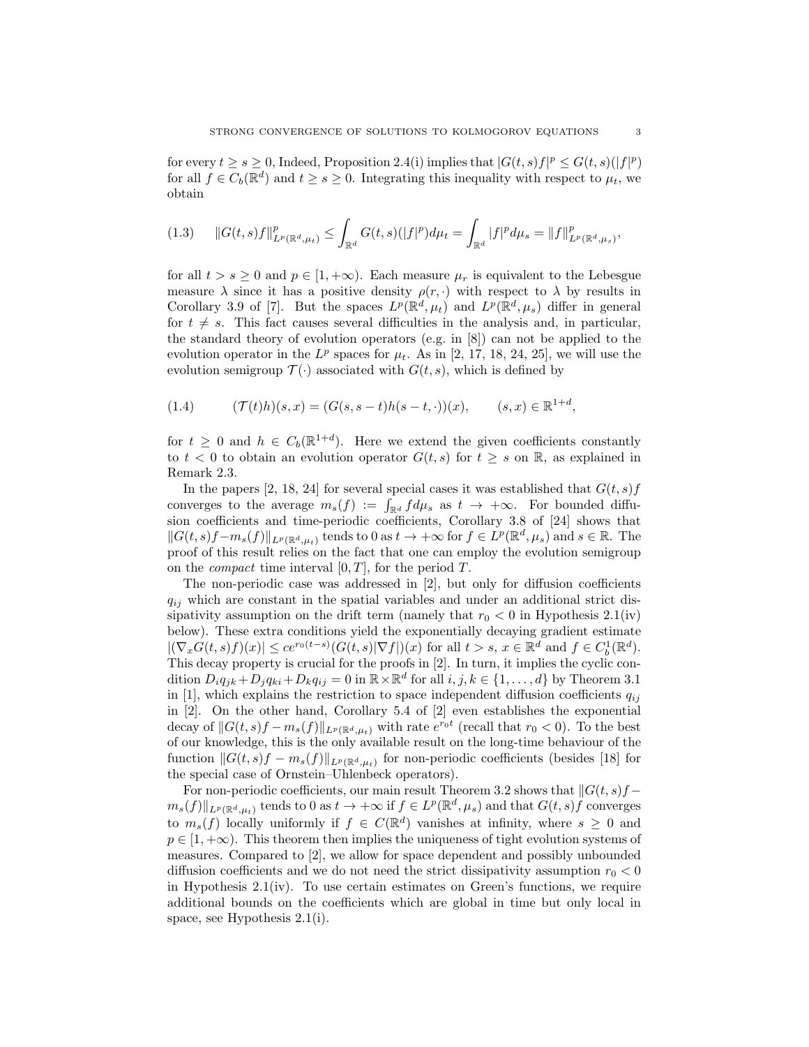for every $t \geq s \geq 0$, Indeed, Proposition 2.4(i) implies that $|G(t,s)f|^p \leq G(t,s)(|f|^p)$ for all $f \in C_b(\mathbb{R}^d)$ and $t \geq s \geq 0$. Integrating this inequality with respect to $\mu_t$, we obtain

$$\|G(t,s)f\|^p_{L^p(\mathbb{R}^d,\mu_t)} \leq \int_{\mathbb{R}^d} G(t,s)(|f|^p)d\mu_t = \int_{\mathbb{R}^d} |f|^p d\mu_s = \|f\|^p_{L^p(\mathbb{R}^d,\mu_s)}, \tag{1.3}$$

for all $t > s \geq 0$ and $p \in [1,+\infty)$. Each measure $\mu_r$ is equivalent to the Lebesgue measure $\lambda$ since it has a positive density $\rho(r,\cdot)$ with respect to $\lambda$ by results in Corollary 3.9 of [7]. But the spaces $L^p(\mathbb{R}^d,\mu_t)$ and $L^p(\mathbb{R}^d,\mu_s)$ differ in general for $t \neq s$. This fact causes several difficulties in the analysis and, in particular, the standard theory of evolution operators (e.g. in [8]) can not be applied to the evolution operator in the $L^p$ spaces for $\mu_t$. As in [2, 17, 18, 24, 25], we will use the evolution semigroup $\mathcal{T}(\cdot)$ associated with $G(t,s)$, which is defined by

$$(\mathcal{T}(t)h)(s,x) = (G(s,s-t)h(s-t,\cdot))(x), \qquad (s,x) \in \mathbb{R}^{1+d}, \tag{1.4}$$

for $t \geq 0$ and $h \in C_b(\mathbb{R}^{1+d})$. Here we extend the given coefficients constantly to $t < 0$ to obtain an evolution operator $G(t,s)$ for $t \geq s$ on $\mathbb{R}$, as explained in Remark 2.3.

In the papers [2, 18, 24] for several special cases it was established that $G(t,s)f$ converges to the average $m_s(f) := \int_{\mathbb{R}^d} f d\mu_s$ as $t \to +\infty$. For bounded diffusion coefficients and time-periodic coefficients, Corollary 3.8 of [24] shows that $\|G(t,s)f - m_s(f)\|_{L^p(\mathbb{R}^d,\mu_t)}$ tends to 0 as $t \to +\infty$ for $f \in L^p(\mathbb{R}^d,\mu_s)$ and $s \in \mathbb{R}$. The proof of this result relies on the fact that one can employ the evolution semigroup on the *compact* time interval $[0,T]$, for the period $T$.

The non-periodic case was addressed in [2], but only for diffusion coefficients $q_{ij}$ which are constant in the spatial variables and under an additional strict dissipativity assumption on the drift term (namely that $r_0 < 0$ in Hypothesis 2.1(iv) below). These extra conditions yield the exponentially decaying gradient estimate $|(\nabla_x G(t,s)f)(x)| \leq ce^{r_0(t-s)}(G(t,s)|\nabla f|)(x)$ for all $t > s$, $x \in \mathbb{R}^d$ and $f \in C^1_b(\mathbb{R}^d)$. This decay property is crucial for the proofs in [2]. In turn, it implies the cyclic condition $D_i q_{jk} + D_j q_{ki} + D_k q_{ij} = 0$ in $\mathbb{R} \times \mathbb{R}^d$ for all $i,j,k \in \{1,\ldots,d\}$ by Theorem 3.1 in [1], which explains the restriction to space independent diffusion coefficients $q_{ij}$ in [2]. On the other hand, Corollary 5.4 of [2] even establishes the exponential decay of $\|G(t,s)f - m_s(f)\|_{L^p(\mathbb{R}^d,\mu_t)}$ with rate $e^{r_0 t}$ (recall that $r_0 < 0$). To the best of our knowledge, this is the only available result on the long-time behaviour of the function $\|G(t,s)f - m_s(f)\|_{L^p(\mathbb{R}^d,\mu_t)}$ for non-periodic coefficients (besides [18] for the special case of Ornstein–Uhlenbeck operators).

For non-periodic coefficients, our main result Theorem 3.2 shows that $\|G(t,s)f - m_s(f)\|_{L^p(\mathbb{R}^d,\mu_t)}$ tends to 0 as $t \to +\infty$ if $f \in L^p(\mathbb{R}^d,\mu_s)$ and that $G(t,s)f$ converges to $m_s(f)$ locally uniformly if $f \in C(\mathbb{R}^d)$ vanishes at infinity, where $s \geq 0$ and $p \in [1,+\infty)$. This theorem then implies the uniqueness of tight evolution systems of measures. Compared to [2], we allow for space dependent and possibly unbounded diffusion coefficients and we do not need the strict dissipativity assumption $r_0 < 0$ in Hypothesis 2.1(iv). To use certain estimates on Green's functions, we require additional bounds on the coefficients which are global in time but only local in space, see Hypothesis 2.1(i).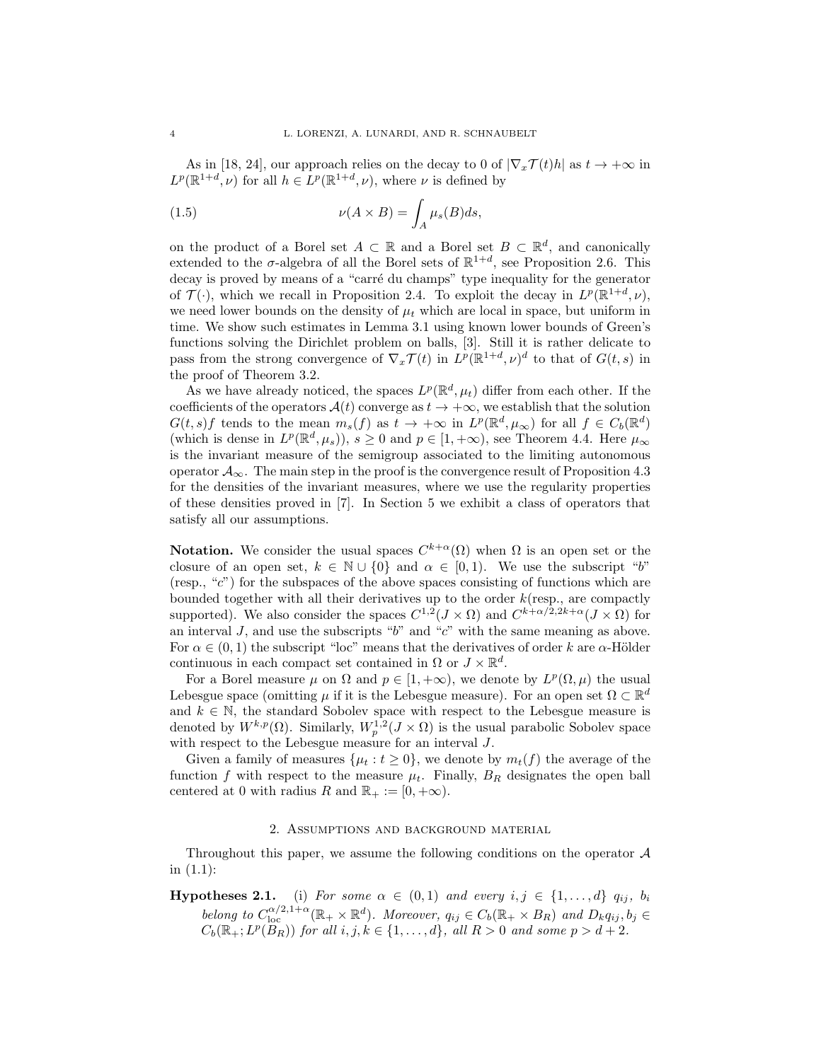As in [18, 24], our approach relies on the decay to 0 of $|\nabla_x \mathcal{T}(t)h|$ as $t \to +\infty$ in $L^p(\mathbb{R}^{1+d}, \nu)$ for all $h \in L^p(\mathbb{R}^{1+d}, \nu)$, where $\nu$ is defined by

$$
\nu(A \times B) = \int_A \mu_s(B) ds, \tag{1.5}
$$

on the product of a Borel set $A \subset \mathbb{R}$ and a Borel set $B \subset \mathbb{R}^d$, and canonically extended to the $\sigma$-algebra of all the Borel sets of $\mathbb{R}^{1+d}$, see Proposition 2.6. This decay is proved by means of a "carré du champs" type inequality for the generator of $\mathcal{T}(\cdot)$, which we recall in Proposition 2.4. To exploit the decay in $L^p(\mathbb{R}^{1+d}, \nu)$, we need lower bounds on the density of $\mu_t$ which are local in space, but uniform in time. We show such estimates in Lemma 3.1 using known lower bounds of Green's functions solving the Dirichlet problem on balls, [3]. Still it is rather delicate to pass from the strong convergence of $\nabla_x \mathcal{T}(t)$ in $L^p(\mathbb{R}^{1+d}, \nu)^d$ to that of $G(t, s)$ in the proof of Theorem 3.2.

As we have already noticed, the spaces $L^p(\mathbb{R}^d, \mu_t)$ differ from each other. If the coefficients of the operators $\mathcal{A}(t)$ converge as $t \to +\infty$, we establish that the solution $G(t, s)f$ tends to the mean $m_s(f)$ as $t \to +\infty$ in $L^p(\mathbb{R}^d, \mu_\infty)$ for all $f \in C_b(\mathbb{R}^d)$ (which is dense in $L^p(\mathbb{R}^d, \mu_s)$), $s \geq 0$ and $p \in [1, +\infty)$, see Theorem 4.4. Here $\mu_\infty$ is the invariant measure of the semigroup associated to the limiting autonomous operator $\mathcal{A}_\infty$. The main step in the proof is the convergence result of Proposition 4.3 for the densities of the invariant measures, where we use the regularity properties of these densities proved in [7]. In Section 5 we exhibit a class of operators that satisfy all our assumptions.

**Notation.** We consider the usual spaces $C^{k+\alpha}(\Omega)$ when $\Omega$ is an open set or the closure of an open set, $k \in \mathbb{N} \cup \{0\}$ and $\alpha \in [0, 1)$. We use the subscript "$b$" (resp., "$c$") for the subspaces of the above spaces consisting of functions which are bounded together with all their derivatives up to the order $k$(resp., are compactly supported). We also consider the spaces $C^{1,2}(J \times \Omega)$ and $C^{k+\alpha/2, 2k+\alpha}(J \times \Omega)$ for an interval $J$, and use the subscripts "$b$" and "$c$" with the same meaning as above. For $\alpha \in (0, 1)$ the subscript "loc" means that the derivatives of order $k$ are $\alpha$-Hölder continuous in each compact set contained in $\Omega$ or $J \times \mathbb{R}^d$.

For a Borel measure $\mu$ on $\Omega$ and $p \in [1, +\infty)$, we denote by $L^p(\Omega, \mu)$ the usual Lebesgue space (omitting $\mu$ if it is the Lebesgue measure). For an open set $\Omega \subset \mathbb{R}^d$ and $k \in \mathbb{N}$, the standard Sobolev space with respect to the Lebesgue measure is denoted by $W^{k,p}(\Omega)$. Similarly, $W^{1,2}_p(J \times \Omega)$ is the usual parabolic Sobolev space with respect to the Lebesgue measure for an interval $J$.

Given a family of measures $\{\mu_t : t \geq 0\}$, we denote by $m_t(f)$ the average of the function $f$ with respect to the measure $\mu_t$. Finally, $B_R$ designates the open ball centered at 0 with radius $R$ and $\mathbb{R}_+ := [0, +\infty)$.

## 2. Assumptions and background material

Throughout this paper, we assume the following conditions on the operator $\mathcal{A}$ in (1.1):

**Hypotheses 2.1.** (i) *For some $\alpha \in (0, 1)$ and every $i, j \in \{1, \ldots, d\}$ $q_{ij}$, $b_i$ belong to $C^{\alpha/2, 1+\alpha}_{\text{loc}}(\mathbb{R}_+ \times \mathbb{R}^d)$. Moreover, $q_{ij} \in C_b(\mathbb{R}_+ \times B_R)$ and $D_k q_{ij}, b_j \in C_b(\mathbb{R}_+; L^p(B_R))$ for all $i, j, k \in \{1, \ldots, d\}$, all $R > 0$ and some $p > d + 2$.*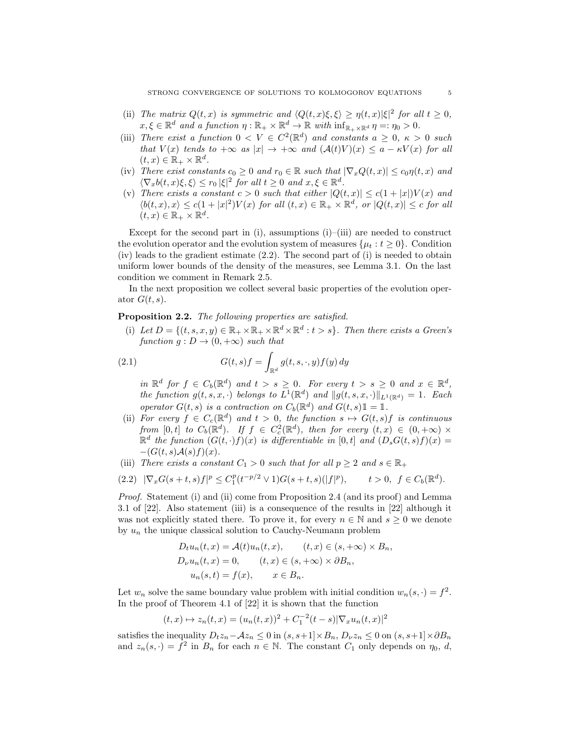- (ii) *The matrix $Q(t,x)$ is symmetric and $\langle Q(t,x)\xi,\xi\rangle \geq \eta(t,x)|\xi|^2$ for all $t \geq 0$, $x,\xi \in \mathbb{R}^d$ and a function $\eta : \mathbb{R}_+ \times \mathbb{R}^d \to \mathbb{R}$ with $\inf_{\mathbb{R}_+\times\mathbb{R}^d} \eta =: \eta_0 > 0$.*
- (iii) *There exist a function $0 < V \in C^2(\mathbb{R}^d)$ and constants $a \geq 0$, $\kappa > 0$ such that $V(x)$ tends to $+\infty$ as $|x| \to +\infty$ and $(\mathcal{A}(t)V)(x) \leq a - \kappa V(x)$ for all $(t,x) \in \mathbb{R}_+ \times \mathbb{R}^d$.*
- (iv) *There exist constants $c_0 \geq 0$ and $r_0 \in \mathbb{R}$ such that $|\nabla_x Q(t,x)| \leq c_0\eta(t,x)$ and $\langle \nabla_x b(t,x)\xi,\xi\rangle \leq r_0 |\xi|^2$ for all $t \geq 0$ and $x,\xi \in \mathbb{R}^d$.*
- (v) *There exists a constant $c > 0$ such that either $|Q(t,x)| \leq c(1+|x|)V(x)$ and $\langle b(t,x),x\rangle \leq c(1+|x|^2)V(x)$ for all $(t,x) \in \mathbb{R}_+ \times \mathbb{R}^d$, or $|Q(t,x)| \leq c$ for all $(t,x) \in \mathbb{R}_+ \times \mathbb{R}^d$.*

Except for the second part in (i), assumptions (i)–(iii) are needed to construct the evolution operator and the evolution system of measures $\{\mu_t : t \geq 0\}$. Condition (iv) leads to the gradient estimate (2.2). The second part of (i) is needed to obtain uniform lower bounds of the density of the measures, see Lemma 3.1. On the last condition we comment in Remark 2.5.

In the next proposition we collect several basic properties of the evolution operator $G(t,s)$.

**Proposition 2.2.** *The following properties are satisfied.*

- (i) *Let $D = \{(t,s,x,y) \in \mathbb{R}_+ \times \mathbb{R}_+ \times \mathbb{R}^d \times \mathbb{R}^d : t > s\}$. Then there exists a Green's function $g : D \to (0,+\infty)$ such that*

$$G(t,s)f = \int_{\mathbb{R}^d} g(t,s,\cdot,y)f(y)\,dy \tag{2.1}$$

*in $\mathbb{R}^d$ for $f \in C_b(\mathbb{R}^d)$ and $t > s \geq 0$. For every $t > s \geq 0$ and $x \in \mathbb{R}^d$, the function $g(t,s,x,\cdot)$ belongs to $L^1(\mathbb{R}^d)$ and $\|g(t,s,x,\cdot)\|_{L^1(\mathbb{R}^d)} = 1$. Each operator $G(t,s)$ is a contraction on $C_b(\mathbb{R}^d)$ and $G(t,s)\mathbb{1} = \mathbb{1}$.*

- (ii) *For every $f \in C_c(\mathbb{R}^d)$ and $t > 0$, the function $s \mapsto G(t,s)f$ is continuous from $[0,t]$ to $C_b(\mathbb{R}^d)$. If $f \in C_c^2(\mathbb{R}^d)$, then for every $(t,x) \in (0,+\infty) \times \mathbb{R}^d$ the function $(G(t,\cdot)f)(x)$ is differentiable in $[0,t]$ and $(D_sG(t,s)f)(x) = -(G(t,s)\mathcal{A}(s)f)(x)$.*
- (iii) *There exists a constant $C_1 > 0$ such that for all $p \geq 2$ and $s \in \mathbb{R}_+$*

$$|\nabla_x G(s+t,s)f|^p \leq C_1^p(t^{-p/2} \vee 1)G(s+t,s)(|f|^p), \qquad t > 0,\ f \in C_b(\mathbb{R}^d). \tag{2.2}$$

*Proof.* Statement (i) and (ii) come from Proposition 2.4 (and its proof) and Lemma 3.1 of [22]. Also statement (iii) is a consequence of the results in [22] although it was not explicitly stated there. To prove it, for every $n \in \mathbb{N}$ and $s \geq 0$ we denote by $u_n$ the unique classical solution to Cauchy-Neumann problem

$$\begin{aligned}
&D_t u_n(t,x) = \mathcal{A}(t)u_n(t,x), \qquad (t,x) \in (s,+\infty) \times B_n,\\
&D_\nu u_n(t,x) = 0, \qquad (t,x) \in (s,+\infty) \times \partial B_n,\\
&u_n(s,t) = f(x), \qquad x \in B_n.
\end{aligned}$$

Let $w_n$ solve the same boundary value problem with initial condition $w_n(s,\cdot) = f^2$. In the proof of Theorem 4.1 of [22] it is shown that the function

$$(t,x) \mapsto z_n(t,x) = (u_n(t,x))^2 + C_1^{-2}(t-s)|\nabla_x u_n(t,x)|^2$$

satisfies the inequality $D_t z_n - \mathcal{A} z_n \leq 0$ in $(s,s+1] \times B_n$, $D_\nu z_n \leq 0$ on $(s,s+1] \times \partial B_n$ and $z_n(s,\cdot) = f^2$ in $B_n$ for each $n \in \mathbb{N}$. The constant $C_1$ only depends on $\eta_0$, $d$,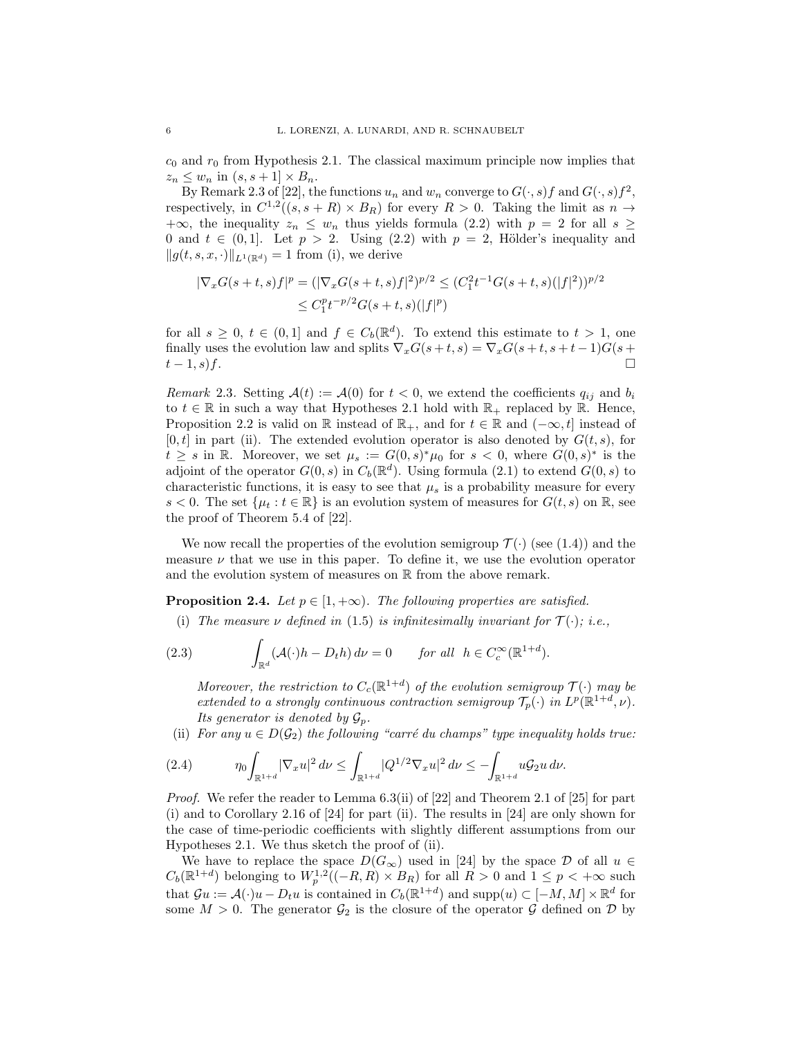$c_0$ and $r_0$ from Hypothesis 2.1. The classical maximum principle now implies that $z_n \le w_n$ in $(s, s+1] \times B_n$.

By Remark 2.3 of [22], the functions $u_n$ and $w_n$ converge to $G(\cdot, s)f$ and $G(\cdot, s)f^2$, respectively, in $C^{1,2}((s, s+R) \times B_R)$ for every $R > 0$. Taking the limit as $n \to +\infty$, the inequality $z_n \le w_n$ thus yields formula (2.2) with $p = 2$ for all $s \ge 0$ and $t \in (0, 1]$. Let $p > 2$. Using (2.2) with $p = 2$, Hölder's inequality and $\|g(t, s, x, \cdot)\|_{L^1(\mathbb{R}^d)} = 1$ from (i), we derive

$$
\begin{aligned}
|\nabla_x G(s+t, s)f|^p &= (|\nabla_x G(s+t, s)f|^2)^{p/2} \le (C_1^2 t^{-1} G(s+t, s)(|f|^2))^{p/2} \\
&\le C_1^p t^{-p/2} G(s+t, s)(|f|^p)
\end{aligned}
$$

for all $s \ge 0$, $t \in (0, 1]$ and $f \in C_b(\mathbb{R}^d)$. To extend this estimate to $t > 1$, one finally uses the evolution law and splits $\nabla_x G(s+t, s) = \nabla_x G(s+t, s+t-1) G(s+t-1, s)f$. □

*Remark* 2.3. Setting $\mathcal{A}(t) := \mathcal{A}(0)$ for $t < 0$, we extend the coefficients $q_{ij}$ and $b_i$ to $t \in \mathbb{R}$ in such a way that Hypotheses 2.1 hold with $\mathbb{R}_+$ replaced by $\mathbb{R}$. Hence, Proposition 2.2 is valid on $\mathbb{R}$ instead of $\mathbb{R}_+$, and for $t \in \mathbb{R}$ and $(-\infty, t]$ instead of $[0, t]$ in part (ii). The extended evolution operator is also denoted by $G(t, s)$, for $t \ge s$ in $\mathbb{R}$. Moreover, we set $\mu_s := G(0, s)^* \mu_0$ for $s < 0$, where $G(0, s)^*$ is the adjoint of the operator $G(0, s)$ in $C_b(\mathbb{R}^d)$. Using formula (2.1) to extend $G(0, s)$ to characteristic functions, it is easy to see that $\mu_s$ is a probability measure for every $s < 0$. The set $\{\mu_t : t \in \mathbb{R}\}$ is an evolution system of measures for $G(t, s)$ on $\mathbb{R}$, see the proof of Theorem 5.4 of [22].

We now recall the properties of the evolution semigroup $\mathcal{T}(\cdot)$ (see (1.4)) and the measure $\nu$ that we use in this paper. To define it, we use the evolution operator and the evolution system of measures on $\mathbb{R}$ from the above remark.

**Proposition 2.4.** *Let $p \in [1, +\infty)$. The following properties are satisfied.*

(i) *The measure $\nu$ defined in (1.5) is infinitesimally invariant for $\mathcal{T}(\cdot)$; i.e.,*

$$
\int_{\mathbb{R}^d} (\mathcal{A}(\cdot)h - D_t h)\, d\nu = 0 \qquad \text{for all } h \in C_c^\infty(\mathbb{R}^{1+d}). \tag{2.3}
$$

*Moreover, the restriction to $C_c(\mathbb{R}^{1+d})$ of the evolution semigroup $\mathcal{T}(\cdot)$ may be extended to a strongly continuous contraction semigroup $\mathcal{T}_p(\cdot)$ in $L^p(\mathbb{R}^{1+d}, \nu)$. Its generator is denoted by $\mathcal{G}_p$.*

(ii) *For any $u \in D(\mathcal{G}_2)$ the following "carré du champs" type inequality holds true:*

$$
\eta_0 \int_{\mathbb{R}^{1+d}} |\nabla_x u|^2\, d\nu \le \int_{\mathbb{R}^{1+d}} |Q^{1/2} \nabla_x u|^2\, d\nu \le -\int_{\mathbb{R}^{1+d}} u \mathcal{G}_2 u\, d\nu. \tag{2.4}
$$

*Proof.* We refer the reader to Lemma 6.3(ii) of [22] and Theorem 2.1 of [25] for part (i) and to Corollary 2.16 of [24] for part (ii). The results in [24] are only shown for the case of time-periodic coefficients with slightly different assumptions from our Hypotheses 2.1. We thus sketch the proof of (ii).

We have to replace the space $D(G_\infty)$ used in [24] by the space $\mathcal{D}$ of all $u \in C_b(\mathbb{R}^{1+d})$ belonging to $W_p^{1,2}((-R, R) \times B_R)$ for all $R > 0$ and $1 \le p < +\infty$ such that $\mathcal{G}u := \mathcal{A}(\cdot)u - D_t u$ is contained in $C_b(\mathbb{R}^{1+d})$ and $\mathrm{supp}(u) \subset [-M, M] \times \mathbb{R}^d$ for some $M > 0$. The generator $\mathcal{G}_2$ is the closure of the operator $\mathcal{G}$ defined on $\mathcal{D}$ by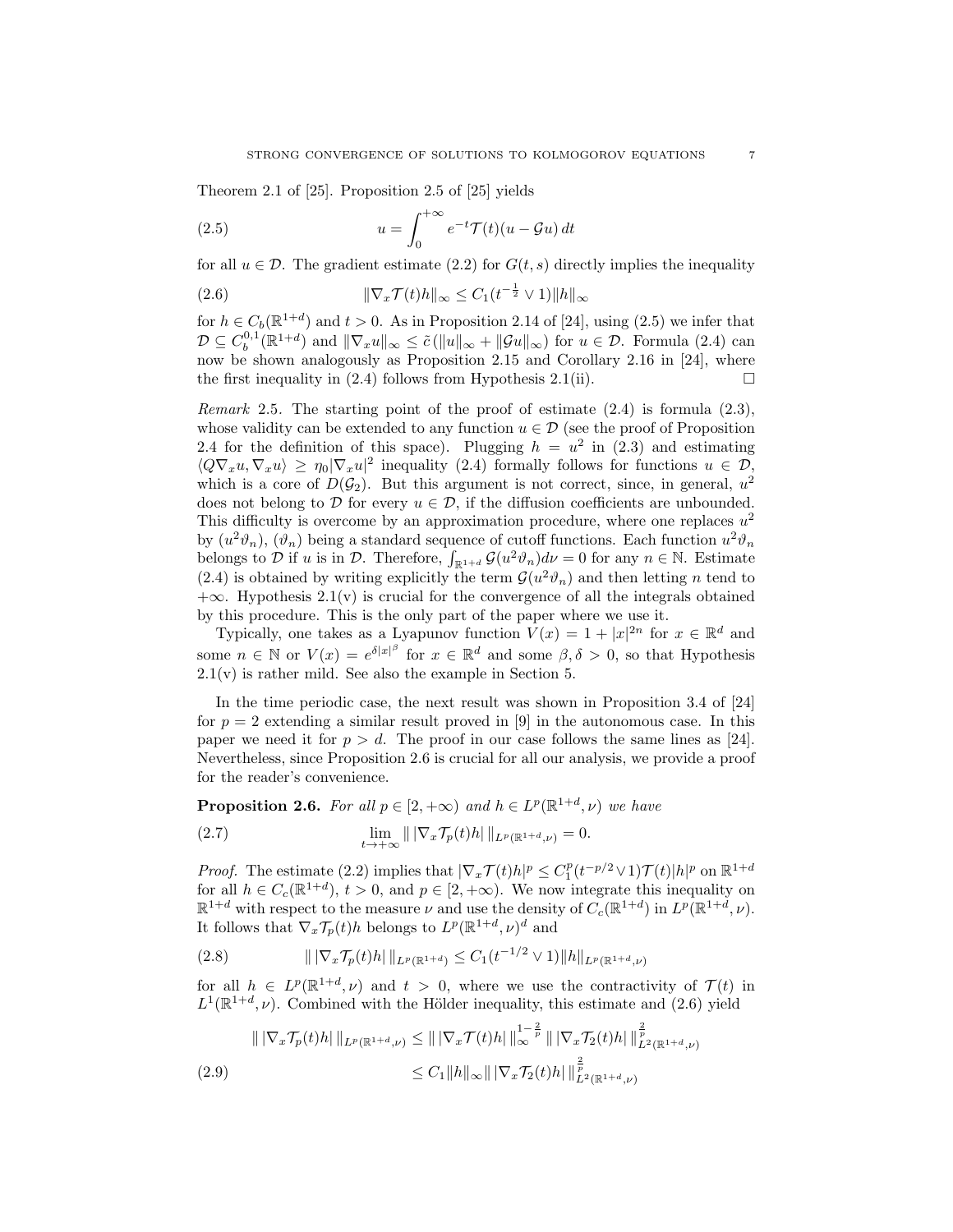Theorem 2.1 of [25]. Proposition 2.5 of [25] yields

$$u = \int_0^{+\infty} e^{-t} \mathcal{T}(t)(u - \mathcal{G}u)\, dt \tag{2.5}$$

for all $u \in \mathcal{D}$. The gradient estimate (2.2) for $G(t,s)$ directly implies the inequality

$$\|\nabla_x \mathcal{T}(t) h\|_\infty \le C_1 (t^{-\frac{1}{2}} \vee 1) \|h\|_\infty \tag{2.6}$$

for $h \in C_b(\mathbb{R}^{1+d})$ and $t > 0$. As in Proposition 2.14 of [24], using (2.5) we infer that $\mathcal{D} \subseteq C_b^{0,1}(\mathbb{R}^{1+d})$ and $\|\nabla_x u\|_\infty \le \tilde{c}(\|u\|_\infty + \|\mathcal{G}u\|_\infty)$ for $u \in \mathcal{D}$. Formula (2.4) can now be shown analogously as Proposition 2.15 and Corollary 2.16 in [24], where the first inequality in (2.4) follows from Hypothesis 2.1(ii). $\square$

*Remark* 2.5. The starting point of the proof of estimate (2.4) is formula (2.3), whose validity can be extended to any function $u \in \mathcal{D}$ (see the proof of Proposition 2.4 for the definition of this space). Plugging $h = u^2$ in (2.3) and estimating $\langle Q\nabla_x u, \nabla_x u\rangle \ge \eta_0 |\nabla_x u|^2$ inequality (2.4) formally follows for functions $u \in \mathcal{D}$, which is a core of $D(\mathcal{G}_2)$. But this argument is not correct, since, in general, $u^2$ does not belong to $\mathcal{D}$ for every $u \in \mathcal{D}$, if the diffusion coefficients are unbounded. This difficulty is overcome by an approximation procedure, where one replaces $u^2$ by $(u^2\vartheta_n)$, $(\vartheta_n)$ being a standard sequence of cutoff functions. Each function $u^2\vartheta_n$ belongs to $\mathcal{D}$ if $u$ is in $\mathcal{D}$. Therefore, $\int_{\mathbb{R}^{1+d}} \mathcal{G}(u^2\vartheta_n) d\nu = 0$ for any $n \in \mathbb{N}$. Estimate (2.4) is obtained by writing explicitly the term $\mathcal{G}(u^2\vartheta_n)$ and then letting $n$ tend to $+\infty$. Hypothesis 2.1(v) is crucial for the convergence of all the integrals obtained by this procedure. This is the only part of the paper where we use it.

Typically, one takes as a Lyapunov function $V(x) = 1 + |x|^{2n}$ for $x \in \mathbb{R}^d$ and some $n \in \mathbb{N}$ or $V(x) = e^{\delta |x|^\beta}$ for $x \in \mathbb{R}^d$ and some $\beta, \delta > 0$, so that Hypothesis 2.1(v) is rather mild. See also the example in Section 5.

In the time periodic case, the next result was shown in Proposition 3.4 of [24] for $p = 2$ extending a similar result proved in [9] in the autonomous case. In this paper we need it for $p > d$. The proof in our case follows the same lines as [24]. Nevertheless, since Proposition 2.6 is crucial for all our analysis, we provide a proof for the reader's convenience.

**Proposition 2.6.** *For all $p \in [2, +\infty)$ and $h \in L^p(\mathbb{R}^{1+d}, \nu)$ we have*

$$\lim_{t \to +\infty} \|\, |\nabla_x \mathcal{T}_p(t) h|\, \|_{L^p(\mathbb{R}^{1+d},\nu)} = 0. \tag{2.7}$$

*Proof.* The estimate (2.2) implies that $|\nabla_x \mathcal{T}(t)h|^p \le C_1^p (t^{-p/2} \vee 1) \mathcal{T}(t)|h|^p$ on $\mathbb{R}^{1+d}$ for all $h \in C_c(\mathbb{R}^{1+d})$, $t > 0$, and $p \in [2, +\infty)$. We now integrate this inequality on $\mathbb{R}^{1+d}$ with respect to the measure $\nu$ and use the density of $C_c(\mathbb{R}^{1+d})$ in $L^p(\mathbb{R}^{1+d}, \nu)$. It follows that $\nabla_x \mathcal{T}_p(t)h$ belongs to $L^p(\mathbb{R}^{1+d}, \nu)^d$ and

$$\|\, |\nabla_x \mathcal{T}_p(t)h|\, \|_{L^p(\mathbb{R}^{1+d})} \le C_1 (t^{-1/2} \vee 1) \|h\|_{L^p(\mathbb{R}^{1+d},\nu)} \tag{2.8}$$

for all $h \in L^p(\mathbb{R}^{1+d}, \nu)$ and $t > 0$, where we use the contractivity of $\mathcal{T}(t)$ in $L^1(\mathbb{R}^{1+d}, \nu)$. Combined with the Hölder inequality, this estimate and (2.6) yield

$$\begin{aligned} \|\, |\nabla_x \mathcal{T}_p(t)h|\, \|_{L^p(\mathbb{R}^{1+d},\nu)} &\le \|\, |\nabla_x \mathcal{T}(t)h|\, \|_\infty^{1-\frac{2}{p}} \|\, |\nabla_x \mathcal{T}_2(t)h|\, \|_{L^2(\mathbb{R}^{1+d},\nu)}^{\frac{2}{p}} \\ &\le C_1 \|h\|_\infty \|\, |\nabla_x \mathcal{T}_2(t)h|\, \|_{L^2(\mathbb{R}^{1+d},\nu)}^{\frac{2}{p}} \end{aligned} \tag{2.9}$$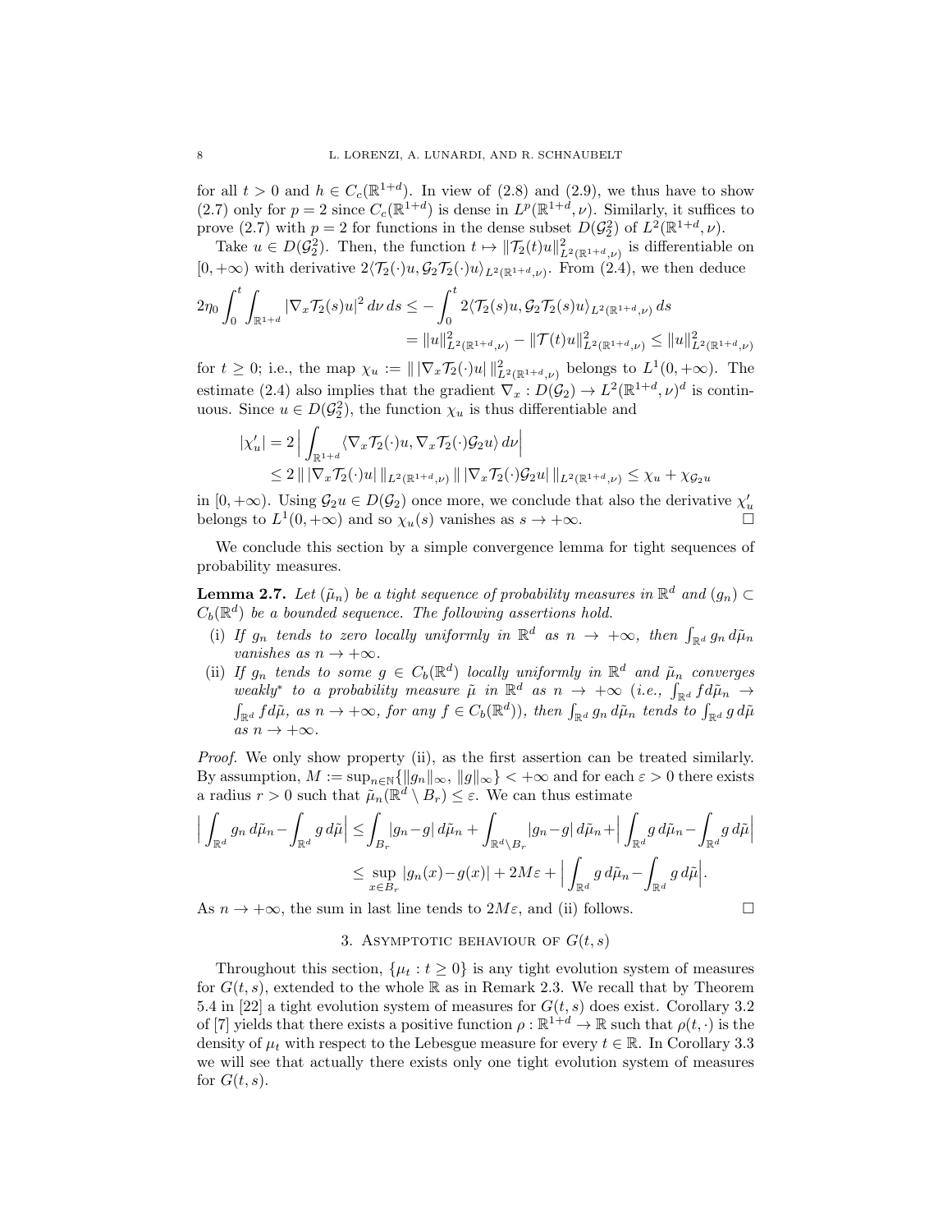for all $t > 0$ and $h \in C_c(\mathbb{R}^{1+d})$. In view of (2.8) and (2.9), we thus have to show (2.7) only for $p = 2$ since $C_c(\mathbb{R}^{1+d})$ is dense in $L^p(\mathbb{R}^{1+d}, \nu)$. Similarly, it suffices to prove (2.7) with $p = 2$ for functions in the dense subset $D(\mathcal{G}_2^2)$ of $L^2(\mathbb{R}^{1+d}, \nu)$.

Take $u \in D(\mathcal{G}_2^2)$. Then, the function $t \mapsto \|\mathcal{T}_2(t)u\|^2_{L^2(\mathbb{R}^{1+d},\nu)}$ is differentiable on $[0, +\infty)$ with derivative $2\langle \mathcal{T}_2(\cdot)u, \mathcal{G}_2\mathcal{T}_2(\cdot)u\rangle_{L^2(\mathbb{R}^{1+d},\nu)}$. From (2.4), we then deduce

$$
\begin{aligned}
2\eta_0 \int_0^t \int_{\mathbb{R}^{1+d}} |\nabla_x \mathcal{T}_2(s)u|^2 \, d\nu \, ds &\leq -\int_0^t 2\langle \mathcal{T}_2(s)u, \mathcal{G}_2\mathcal{T}_2(s)u\rangle_{L^2(\mathbb{R}^{1+d},\nu)} \, ds \\
&= \|u\|^2_{L^2(\mathbb{R}^{1+d},\nu)} - \|\mathcal{T}(t)u\|^2_{L^2(\mathbb{R}^{1+d},\nu)} \leq \|u\|^2_{L^2(\mathbb{R}^{1+d},\nu)}
\end{aligned}
$$

for $t \geq 0$; i.e., the map $\chi_u := \| \, |\nabla_x \mathcal{T}_2(\cdot)u| \, \|^2_{L^2(\mathbb{R}^{1+d},\nu)}$ belongs to $L^1(0, +\infty)$. The estimate (2.4) also implies that the gradient $\nabla_x : D(\mathcal{G}_2) \to L^2(\mathbb{R}^{1+d}, \nu)^d$ is continuous. Since $u \in D(\mathcal{G}_2^2)$, the function $\chi_u$ is thus differentiable and

$$
\begin{aligned}
|\chi_u'| &= 2 \Big| \int_{\mathbb{R}^{1+d}} \langle \nabla_x \mathcal{T}_2(\cdot)u, \nabla_x \mathcal{T}_2(\cdot)\mathcal{G}_2 u\rangle \, d\nu \Big| \\
&\leq 2 \, \| \, |\nabla_x \mathcal{T}_2(\cdot)u| \, \|_{L^2(\mathbb{R}^{1+d},\nu)} \, \| \, |\nabla_x \mathcal{T}_2(\cdot)\mathcal{G}_2 u| \, \|_{L^2(\mathbb{R}^{1+d},\nu)} \leq \chi_u + \chi_{\mathcal{G}_2 u}
\end{aligned}
$$

in $[0, +\infty)$. Using $\mathcal{G}_2 u \in D(\mathcal{G}_2)$ once more, we conclude that also the derivative $\chi_u'$ belongs to $L^1(0, +\infty)$ and so $\chi_u(s)$ vanishes as $s \to +\infty$. $\square$

We conclude this section by a simple convergence lemma for tight sequences of probability measures.

**Lemma 2.7.** *Let $(\tilde{\mu}_n)$ be a tight sequence of probability measures in $\mathbb{R}^d$ and $(g_n) \subset C_b(\mathbb{R}^d)$ be a bounded sequence. The following assertions hold.*

- (i) *If $g_n$ tends to zero locally uniformly in $\mathbb{R}^d$ as $n \to +\infty$, then $\int_{\mathbb{R}^d} g_n \, d\tilde{\mu}_n$ vanishes as $n \to +\infty$.*
- (ii) *If $g_n$ tends to some $g \in C_b(\mathbb{R}^d)$ locally uniformly in $\mathbb{R}^d$ and $\tilde{\mu}_n$ converges weakly$^*$ to a probability measure $\tilde{\mu}$ in $\mathbb{R}^d$ as $n \to +\infty$ (i.e., $\int_{\mathbb{R}^d} f d\tilde{\mu}_n \to \int_{\mathbb{R}^d} f d\tilde{\mu}$, as $n \to +\infty$, for any $f \in C_b(\mathbb{R}^d)$), then $\int_{\mathbb{R}^d} g_n \, d\tilde{\mu}_n$ tends to $\int_{\mathbb{R}^d} g \, d\tilde{\mu}$ as $n \to +\infty$.*

*Proof.* We only show property (ii), as the first assertion can be treated similarly. By assumption, $M := \sup_{n\in\mathbb{N}}\{\|g_n\|_\infty, \|g\|_\infty\} < +\infty$ and for each $\varepsilon > 0$ there exists a radius $r > 0$ such that $\tilde{\mu}_n(\mathbb{R}^d \setminus B_r) \leq \varepsilon$. We can thus estimate

$$
\begin{aligned}
\Big| \int_{\mathbb{R}^d} g_n \, d\tilde{\mu}_n - \int_{\mathbb{R}^d} g \, d\tilde{\mu} \Big| &\leq \int_{B_r} |g_n - g| \, d\tilde{\mu}_n + \int_{\mathbb{R}^d \setminus B_r} |g_n - g| \, d\tilde{\mu}_n + \Big| \int_{\mathbb{R}^d} g \, d\tilde{\mu}_n - \int_{\mathbb{R}^d} g \, d\tilde{\mu} \Big| \\
&\leq \sup_{x\in B_r} |g_n(x) - g(x)| + 2M\varepsilon + \Big| \int_{\mathbb{R}^d} g \, d\tilde{\mu}_n - \int_{\mathbb{R}^d} g \, d\tilde{\mu} \Big|.
\end{aligned}
$$

As $n \to +\infty$, the sum in last line tends to $2M\varepsilon$, and (ii) follows. $\square$

## 3. Asymptotic behaviour of $G(t, s)$

Throughout this section, $\{\mu_t : t \geq 0\}$ is any tight evolution system of measures for $G(t, s)$, extended to the whole $\mathbb{R}$ as in Remark 2.3. We recall that by Theorem 5.4 in [22] a tight evolution system of measures for $G(t, s)$ does exist. Corollary 3.2 of [7] yields that there exists a positive function $\rho : \mathbb{R}^{1+d} \to \mathbb{R}$ such that $\rho(t, \cdot)$ is the density of $\mu_t$ with respect to the Lebesgue measure for every $t \in \mathbb{R}$. In Corollary 3.3 we will see that actually there exists only one tight evolution system of measures for $G(t, s)$.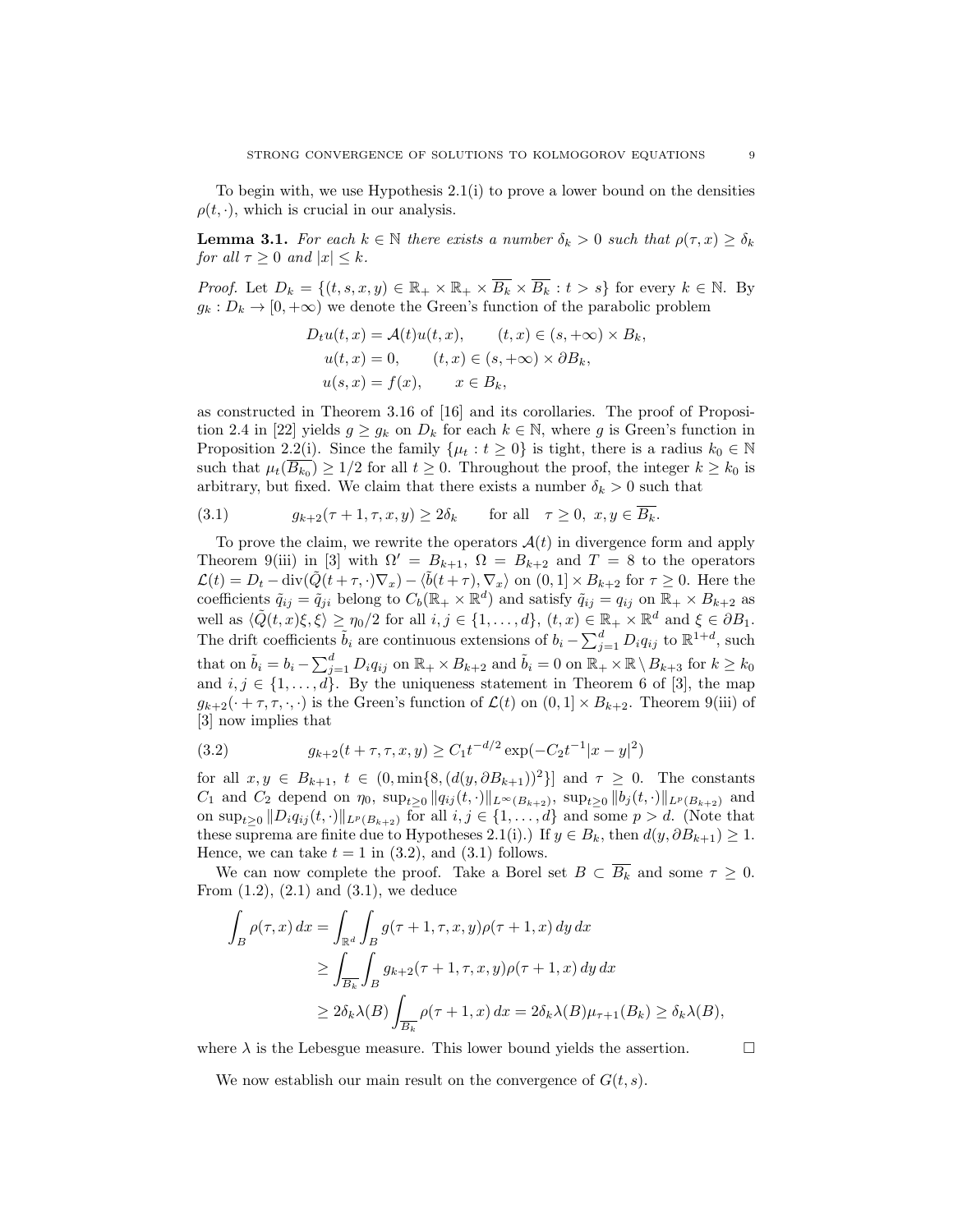To begin with, we use Hypothesis 2.1(i) to prove a lower bound on the densities $\rho(t,\cdot)$, which is crucial in our analysis.

**Lemma 3.1.** *For each $k \in \mathbb{N}$ there exists a number $\delta_k > 0$ such that $\rho(\tau, x) \geq \delta_k$ for all $\tau \geq 0$ and $|x| \leq k$.*

*Proof.* Let $D_k = \{(t,s,x,y) \in \mathbb{R}_+ \times \mathbb{R}_+ \times \overline{B_k} \times \overline{B_k} : t > s\}$ for every $k \in \mathbb{N}$. By $g_k : D_k \to [0,+\infty)$ we denote the Green's function of the parabolic problem

$$
\begin{aligned}
D_t u(t,x) &= \mathcal{A}(t)u(t,x), \qquad (t,x) \in (s,+\infty) \times B_k,\\
u(t,x) &= 0, \qquad (t,x) \in (s,+\infty) \times \partial B_k,\\
u(s,x) &= f(x), \qquad x \in B_k,
\end{aligned}
$$

as constructed in Theorem 3.16 of [16] and its corollaries. The proof of Proposition 2.4 in [22] yields $g \geq g_k$ on $D_k$ for each $k \in \mathbb{N}$, where $g$ is Green's function in Proposition 2.2(i). Since the family $\{\mu_t : t \geq 0\}$ is tight, there is a radius $k_0 \in \mathbb{N}$ such that $\mu_t(\overline{B_{k_0}}) \geq 1/2$ for all $t \geq 0$. Throughout the proof, the integer $k \geq k_0$ is arbitrary, but fixed. We claim that there exists a number $\delta_k > 0$ such that

$$
g_{k+2}(\tau+1, \tau, x, y) \geq 2\delta_k \qquad \text{for all} \quad \tau \geq 0,\ x, y \in \overline{B_k}. \tag{3.1}
$$

To prove the claim, we rewrite the operators $\mathcal{A}(t)$ in divergence form and apply Theorem 9(iii) in [3] with $\Omega' = B_{k+1}$, $\Omega = B_{k+2}$ and $T = 8$ to the operators $\mathcal{L}(t) = D_t - \operatorname{div}(\tilde{Q}(t+\tau,\cdot)\nabla_x) - \langle \tilde{b}(t+\tau), \nabla_x \rangle$ on $(0,1] \times B_{k+2}$ for $\tau \geq 0$. Here the coefficients $\tilde{q}_{ij} = \tilde{q}_{ji}$ belong to $C_b(\mathbb{R}_+ \times \mathbb{R}^d)$ and satisfy $\tilde{q}_{ij} = q_{ij}$ on $\mathbb{R}_+ \times B_{k+2}$ as well as $\langle \tilde{Q}(t,x)\xi, \xi \rangle \geq \eta_0/2$ for all $i,j \in \{1,\ldots,d\}$, $(t,x) \in \mathbb{R}_+ \times \mathbb{R}^d$ and $\xi \in \partial B_1$. The drift coefficients $\tilde{b}_i$ are continuous extensions of $b_i - \sum_{j=1}^d D_i q_{ij}$ to $\mathbb{R}^{1+d}$, such that on $\tilde{b}_i = b_i - \sum_{j=1}^d D_i q_{ij}$ on $\mathbb{R}_+ \times B_{k+2}$ and $\tilde{b}_i = 0$ on $\mathbb{R}_+ \times \mathbb{R} \setminus B_{k+3}$ for $k \geq k_0$ and $i,j \in \{1,\ldots,d\}$. By the uniqueness statement in Theorem 6 of [3], the map $g_{k+2}(\cdot + \tau, \tau, \cdot, \cdot)$ is the Green's function of $\mathcal{L}(t)$ on $(0,1] \times B_{k+2}$. Theorem 9(iii) of [3] now implies that

$$
g_{k+2}(t+\tau, \tau, x, y) \geq C_1 t^{-d/2} \exp(-C_2 t^{-1}|x-y|^2) \tag{3.2}
$$

for all $x, y \in B_{k+1}$, $t \in (0, \min\{8, (d(y, \partial B_{k+1}))^2\}]$ and $\tau \geq 0$. The constants $C_1$ and $C_2$ depend on $\eta_0$, $\sup_{t\geq 0} \|q_{ij}(t,\cdot)\|_{L^\infty(B_{k+2})}$, $\sup_{t \geq 0} \|b_j(t,\cdot)\|_{L^p(B_{k+2})}$ and on $\sup_{t\geq 0} \|D_i q_{ij}(t,\cdot)\|_{L^p(B_{k+2})}$ for all $i,j \in \{1,\ldots,d\}$ and some $p > d$. (Note that these suprema are finite due to Hypotheses 2.1(i).) If $y \in B_k$, then $d(y, \partial B_{k+1}) \geq 1$. Hence, we can take $t = 1$ in (3.2), and (3.1) follows.

We can now complete the proof. Take a Borel set $B \subset \overline{B_k}$ and some $\tau \geq 0$. From (1.2), (2.1) and (3.1), we deduce

$$
\begin{aligned}
\int_B \rho(\tau, x)\,dx &= \int_{\mathbb{R}^d} \int_B g(\tau+1, \tau, x, y)\rho(\tau+1, x)\,dy\,dx\\
&\geq \int_{\overline{B_k}} \int_B g_{k+2}(\tau+1, \tau, x, y)\rho(\tau+1, x)\,dy\,dx\\
&\geq 2\delta_k \lambda(B) \int_{\overline{B_k}} \rho(\tau+1, x)\,dx = 2\delta_k \lambda(B)\mu_{\tau+1}(B_k) \geq \delta_k \lambda(B),
\end{aligned}
$$

where $\lambda$ is the Lebesgue measure. This lower bound yields the assertion. $\square$

We now establish our main result on the convergence of $G(t,s)$.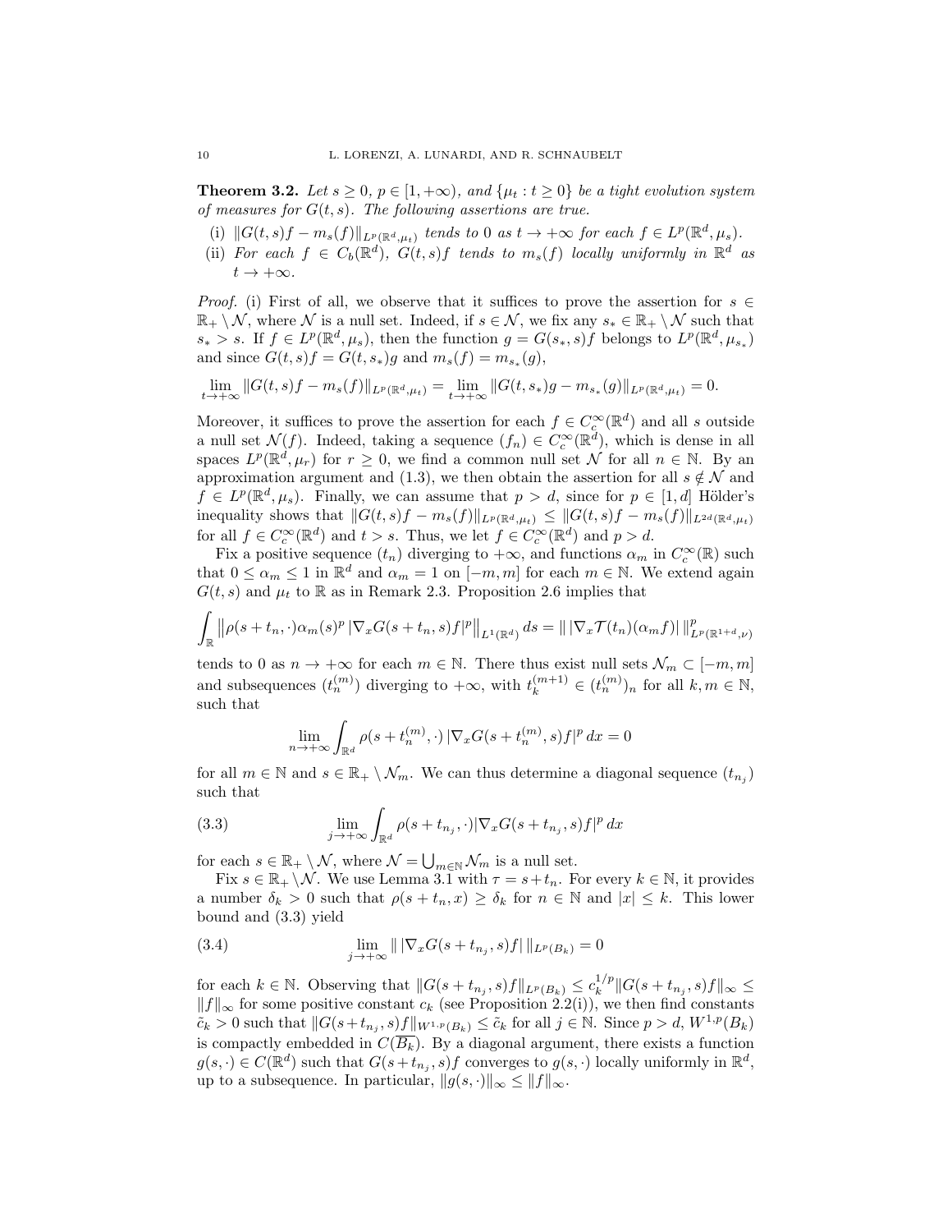**Theorem 3.2.** *Let $s \geq 0$, $p \in [1, +\infty)$, and $\{\mu_t : t \geq 0\}$ be a tight evolution system of measures for $G(t,s)$. The following assertions are true.*

1. *(i) $\|G(t,s)f - m_s(f)\|_{L^p(\mathbb{R}^d,\mu_t)}$ tends to 0 as $t \to +\infty$ for each $f \in L^p(\mathbb{R}^d, \mu_s)$.*
2. *(ii) For each $f \in C_b(\mathbb{R}^d)$, $G(t,s)f$ tends to $m_s(f)$ locally uniformly in $\mathbb{R}^d$ as $t \to +\infty$.*

*Proof.* (i) First of all, we observe that it suffices to prove the assertion for $s \in \mathbb{R}_+ \setminus \mathcal{N}$, where $\mathcal{N}$ is a null set. Indeed, if $s \in \mathcal{N}$, we fix any $s_* \in \mathbb{R}_+ \setminus \mathcal{N}$ such that $s_* > s$. If $f \in L^p(\mathbb{R}^d, \mu_s)$, then the function $g = G(s_*, s)f$ belongs to $L^p(\mathbb{R}^d, \mu_{s_*})$ and since $G(t,s)f = G(t,s_*)g$ and $m_s(f) = m_{s_*}(g)$,

$$\lim_{t\to+\infty} \|G(t,s)f - m_s(f)\|_{L^p(\mathbb{R}^d,\mu_t)} = \lim_{t\to+\infty} \|G(t,s_*)g - m_{s_*}(g)\|_{L^p(\mathbb{R}^d,\mu_t)} = 0.$$

Moreover, it suffices to prove the assertion for each $f \in C_c^\infty(\mathbb{R}^d)$ and all $s$ outside a null set $\mathcal{N}(f)$. Indeed, taking a sequence $(f_n) \in C_c^\infty(\mathbb{R}^d)$, which is dense in all spaces $L^p(\mathbb{R}^d, \mu_r)$ for $r \geq 0$, we find a common null set $\mathcal{N}$ for all $n \in \mathbb{N}$. By an approximation argument and (1.3), we then obtain the assertion for all $s \notin \mathcal{N}$ and $f \in L^p(\mathbb{R}^d, \mu_s)$. Finally, we can assume that $p > d$, since for $p \in [1, d]$ Hölder's inequality shows that $\|G(t,s)f - m_s(f)\|_{L^p(\mathbb{R}^d,\mu_t)} \leq \|G(t,s)f - m_s(f)\|_{L^{2d}(\mathbb{R}^d,\mu_t)}$ for all $f \in C_c^\infty(\mathbb{R}^d)$ and $t > s$. Thus, we let $f \in C_c^\infty(\mathbb{R}^d)$ and $p > d$.

Fix a positive sequence $(t_n)$ diverging to $+\infty$, and functions $\alpha_m$ in $C_c^\infty(\mathbb{R})$ such that $0 \leq \alpha_m \leq 1$ in $\mathbb{R}^d$ and $\alpha_m = 1$ on $[-m, m]$ for each $m \in \mathbb{N}$. We extend again $G(t,s)$ and $\mu_t$ to $\mathbb{R}$ as in Remark 2.3. Proposition 2.6 implies that

$$\int_{\mathbb{R}} \left\| \rho(s+t_n, \cdot)\alpha_m(s)^p \, |\nabla_x G(s+t_n, s)f|^p \right\|_{L^1(\mathbb{R}^d)} ds = \| \, |\nabla_x \mathcal{T}(t_n)(\alpha_m f)| \, \|^p_{L^p(\mathbb{R}^{1+d},\nu)}$$

tends to 0 as $n \to +\infty$ for each $m \in \mathbb{N}$. There thus exist null sets $\mathcal{N}_m \subset [-m, m]$ and subsequences $(t_n^{(m)})$ diverging to $+\infty$, with $t_k^{(m+1)} \in (t_n^{(m)})_n$ for all $k, m \in \mathbb{N}$, such that

$$\lim_{n\to+\infty} \int_{\mathbb{R}^d} \rho(s+t_n^{(m)}, \cdot) \, |\nabla_x G(s+t_n^{(m)}, s)f|^p \, dx = 0$$

for all $m \in \mathbb{N}$ and $s \in \mathbb{R}_+ \setminus \mathcal{N}_m$. We can thus determine a diagonal sequence $(t_{n_j})$ such that

$$\lim_{j\to+\infty} \int_{\mathbb{R}^d} \rho(s+t_{n_j}, \cdot) |\nabla_x G(s+t_{n_j}, s)f|^p \, dx \tag{3.3}$$

for each $s \in \mathbb{R}_+ \setminus \mathcal{N}$, where $\mathcal{N} = \bigcup_{m\in\mathbb{N}} \mathcal{N}_m$ is a null set.

Fix $s \in \mathbb{R}_+ \setminus \mathcal{N}$. We use Lemma 3.1 with $\tau = s + t_n$. For every $k \in \mathbb{N}$, it provides a number $\delta_k > 0$ such that $\rho(s + t_n, x) \geq \delta_k$ for $n \in \mathbb{N}$ and $|x| \leq k$. This lower bound and (3.3) yield

$$\lim_{j\to+\infty} \| \, |\nabla_x G(s+t_{n_j}, s)f| \, \|_{L^p(B_k)} = 0 \tag{3.4}$$

for each $k \in \mathbb{N}$. Observing that $\|G(s+t_{n_j}, s)f\|_{L^p(B_k)} \leq c_k^{1/p} \|G(s+t_{n_j}, s)f\|_\infty \leq \|f\|_\infty$ for some positive constant $c_k$ (see Proposition 2.2(i)), we then find constants $\tilde{c}_k > 0$ such that $\|G(s+t_{n_j}, s)f\|_{W^{1,p}(B_k)} \leq \tilde{c}_k$ for all $j \in \mathbb{N}$. Since $p > d$, $W^{1,p}(B_k)$ is compactly embedded in $C(\overline{B_k})$. By a diagonal argument, there exists a function $g(s, \cdot) \in C(\mathbb{R}^d)$ such that $G(s+t_{n_j}, s)f$ converges to $g(s, \cdot)$ locally uniformly in $\mathbb{R}^d$, up to a subsequence. In particular, $\|g(s, \cdot)\|_\infty \leq \|f\|_\infty$.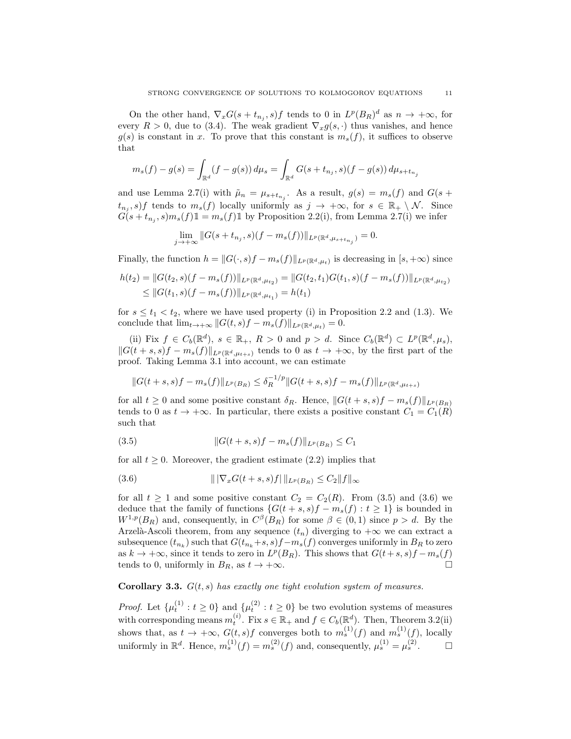On the other hand, $\nabla_x G(s+t_{n_j}, s)f$ tends to 0 in $L^p(B_R)^d$ as $n \to +\infty$, for every $R > 0$, due to (3.4). The weak gradient $\nabla_x g(s,\cdot)$ thus vanishes, and hence $g(s)$ is constant in $x$. To prove that this constant is $m_s(f)$, it suffices to observe that

$$m_s(f) - g(s) = \int_{\mathbb{R}^d} (f - g(s))\, d\mu_s = \int_{\mathbb{R}^d} G(s+t_{n_j}, s)(f - g(s))\, d\mu_{s+t_{n_j}}$$

and use Lemma 2.7(i) with $\tilde{\mu}_n = \mu_{s+t_{n_j}}$. As a result, $g(s) = m_s(f)$ and $G(s + t_{n_j}, s)f$ tends to $m_s(f)$ locally uniformly as $j \to +\infty$, for $s \in \mathbb{R}_+ \setminus \mathcal{N}$. Since $G(s+t_{n_j}, s)m_s(f)\mathbb{1} = m_s(f)\mathbb{1}$ by Proposition 2.2(i), from Lemma 2.7(i) we infer

$$\lim_{j\to+\infty} \|G(s+t_{n_j}, s)(f - m_s(f))\|_{L^p(\mathbb{R}^d, \mu_{s+t_{n_j}})} = 0.$$

Finally, the function $h = \|G(\cdot, s)f - m_s(f)\|_{L^p(\mathbb{R}^d,\mu_t)}$ is decreasing in $[s, +\infty)$ since

$$\begin{aligned}
h(t_2) &= \|G(t_2, s)(f - m_s(f))\|_{L^p(\mathbb{R}^d,\mu_{t_2})} = \|G(t_2, t_1)G(t_1, s)(f - m_s(f))\|_{L^p(\mathbb{R}^d,\mu_{t_2})} \\
&\le \|G(t_1, s)(f - m_s(f))\|_{L^p(\mathbb{R}^d,\mu_{t_1})} = h(t_1)
\end{aligned}$$

for $s \le t_1 < t_2$, where we have used property (i) in Proposition 2.2 and (1.3). We conclude that $\lim_{t\to+\infty} \|G(t, s)f - m_s(f)\|_{L^p(\mathbb{R}^d,\mu_t)} = 0$.

(ii) Fix $f \in C_b(\mathbb{R}^d)$, $s \in \mathbb{R}_+$, $R > 0$ and $p > d$. Since $C_b(\mathbb{R}^d) \subset L^p(\mathbb{R}^d, \mu_s)$, $\|G(t+s, s)f - m_s(f)\|_{L^p(\mathbb{R}^d,\mu_{t+s})}$ tends to 0 as $t \to +\infty$, by the first part of the proof. Taking Lemma 3.1 into account, we can estimate

$$\|G(t+s, s)f - m_s(f)\|_{L^p(B_R)} \le \delta_R^{-1/p} \|G(t+s, s)f - m_s(f)\|_{L^p(\mathbb{R}^d,\mu_{t+s})}$$

for all $t \ge 0$ and some positive constant $\delta_R$. Hence, $\|G(t+s, s)f - m_s(f)\|_{L^p(B_R)}$ tends to 0 as $t \to +\infty$. In particular, there exists a positive constant $C_1 = C_1(R)$ such that

$$\|G(t+s, s)f - m_s(f)\|_{L^p(B_R)} \le C_1 \tag{3.5}$$

for all $t \ge 0$. Moreover, the gradient estimate (2.2) implies that

$$\|\,|\nabla_x G(t+s, s)f|\,\|_{L^p(B_R)} \le C_2 \|f\|_\infty \tag{3.6}$$

for all $t \ge 1$ and some positive constant $C_2 = C_2(R)$. From (3.5) and (3.6) we deduce that the family of functions $\{G(t+s, s)f - m_s(f) : t \ge 1\}$ is bounded in $W^{1,p}(B_R)$ and, consequently, in $C^\beta(B_R)$ for some $\beta \in (0, 1)$ since $p > d$. By the Arzelà-Ascoli theorem, from any sequence $(t_n)$ diverging to $+\infty$ we can extract a subsequence $(t_{n_k})$ such that $G(t_{n_k}+s, s)f - m_s(f)$ converges uniformly in $B_R$ to zero as $k \to +\infty$, since it tends to zero in $L^p(B_R)$. This shows that $G(t+s, s)f - m_s(f)$ tends to 0, uniformly in $B_R$, as $t \to +\infty$. $\square$

**Corollary 3.3.** *$G(t, s)$ has exactly one tight evolution system of measures.*

*Proof.* Let $\{\mu_t^{(1)} : t \ge 0\}$ and $\{\mu_t^{(2)} : t \ge 0\}$ be two evolution systems of measures with corresponding means $m_t^{(i)}$. Fix $s \in \mathbb{R}_+$ and $f \in C_b(\mathbb{R}^d)$. Then, Theorem 3.2(ii) shows that, as $t \to +\infty$, $G(t, s)f$ converges both to $m_s^{(1)}(f)$ and $m_s^{(1)}(f)$, locally uniformly in $\mathbb{R}^d$. Hence, $m_s^{(1)}(f) = m_s^{(2)}(f)$ and, consequently, $\mu_s^{(1)} = \mu_s^{(2)}$. $\square$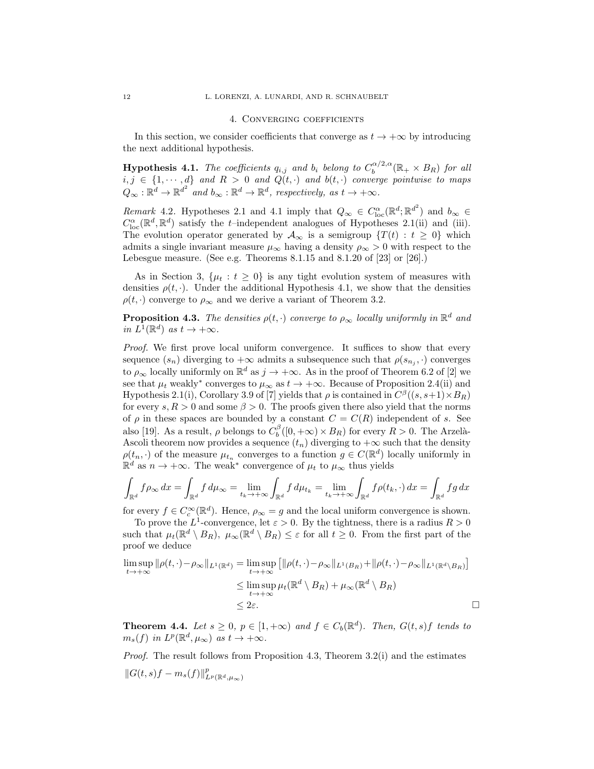## 4. Converging coefficients

In this section, we consider coefficients that converge as $t \to +\infty$ by introducing the next additional hypothesis.

**Hypothesis 4.1.** *The coefficients $q_{i,j}$ and $b_i$ belong to $C_b^{\alpha/2,\alpha}(\mathbb{R}_+ \times B_R)$ for all $i, j \in \{1, \cdots, d\}$ and $R > 0$ and $Q(t,\cdot)$ and $b(t,\cdot)$ converge pointwise to maps $Q_\infty : \mathbb{R}^d \to \mathbb{R}^{d^2}$ and $b_\infty : \mathbb{R}^d \to \mathbb{R}^d$, respectively, as $t \to +\infty$.*

*Remark* 4.2. Hypotheses 2.1 and 4.1 imply that $Q_\infty \in C^\alpha_{\rm loc}(\mathbb{R}^d; \mathbb{R}^{d^2})$ and $b_\infty \in C^\alpha_{\rm loc}(\mathbb{R}^d, \mathbb{R}^d)$ satisfy the $t$–independent analogues of Hypotheses 2.1(ii) and (iii). The evolution operator generated by $\mathcal{A}_\infty$ is a semigroup $\{T(t) : t \geq 0\}$ which admits a single invariant measure $\mu_\infty$ having a density $\rho_\infty > 0$ with respect to the Lebesgue measure. (See e.g. Theorems 8.1.15 and 8.1.20 of [23] or [26].)

As in Section 3, $\{\mu_t : t \geq 0\}$ is any tight evolution system of measures with densities $\rho(t,\cdot)$. Under the additional Hypothesis 4.1, we show that the densities $\rho(t,\cdot)$ converge to $\rho_\infty$ and we derive a variant of Theorem 3.2.

**Proposition 4.3.** *The densities $\rho(t,\cdot)$ converge to $\rho_\infty$ locally uniformly in $\mathbb{R}^d$ and in $L^1(\mathbb{R}^d)$ as $t \to +\infty$.*

*Proof.* We first prove local uniform convergence. It suffices to show that every sequence $(s_n)$ diverging to $+\infty$ admits a subsequence such that $\rho(s_{n_j},\cdot)$ converges to $\rho_\infty$ locally uniformly on $\mathbb{R}^d$ as $j \to +\infty$. As in the proof of Theorem 6.2 of [2] we see that $\mu_t$ weakly$^*$ converges to $\mu_\infty$ as $t \to +\infty$. Because of Proposition 2.4(ii) and Hypothesis 2.1(i), Corollary 3.9 of [7] yields that $\rho$ is contained in $C^\beta((s, s+1)\times B_R)$ for every $s, R > 0$ and some $\beta > 0$. The proofs given there also yield that the norms of $\rho$ in these spaces are bounded by a constant $C = C(R)$ independent of $s$. See also [19]. As a result, $\rho$ belongs to $C_b^\beta([0, +\infty) \times B_R)$ for every $R > 0$. The Arzelà-Ascoli theorem now provides a sequence $(t_n)$ diverging to $+\infty$ such that the density $\rho(t_n,\cdot)$ of the measure $\mu_{t_n}$ converges to a function $g \in C(\mathbb{R}^d)$ locally uniformly in $\mathbb{R}^d$ as $n \to +\infty$. The weak$^*$ convergence of $\mu_t$ to $\mu_\infty$ thus yields

$$\int_{\mathbb{R}^d} f \rho_\infty \, dx = \int_{\mathbb{R}^d} f \, d\mu_\infty = \lim_{t_k \to +\infty} \int_{\mathbb{R}^d} f \, d\mu_{t_k} = \lim_{t_k \to +\infty} \int_{\mathbb{R}^d} f \rho(t_k,\cdot) \, dx = \int_{\mathbb{R}^d} f g \, dx$$

for every $f \in C_c^\infty(\mathbb{R}^d)$. Hence, $\rho_\infty = g$ and the local uniform convergence is shown.

To prove the $L^1$-convergence, let $\varepsilon > 0$. By the tightness, there is a radius $R > 0$ such that $\mu_t(\mathbb{R}^d \setminus B_R)$, $\mu_\infty(\mathbb{R}^d \setminus B_R) \leq \varepsilon$ for all $t \geq 0$. From the first part of the proof we deduce

$$\begin{aligned}
\limsup_{t \to +\infty} \|\rho(t,\cdot) - \rho_\infty\|_{L^1(\mathbb{R}^d)} &= \limsup_{t \to +\infty} \left[ \|\rho(t,\cdot) - \rho_\infty\|_{L^1(B_R)} + \|\rho(t,\cdot) - \rho_\infty\|_{L^1(\mathbb{R}^d \setminus B_R)} \right] \\
&\leq \limsup_{t \to +\infty} \mu_t(\mathbb{R}^d \setminus B_R) + \mu_\infty(\mathbb{R}^d \setminus B_R) \\
&\leq 2\varepsilon.
\end{aligned}$$

□

**Theorem 4.4.** *Let $s \geq 0$, $p \in [1, +\infty)$ and $f \in C_b(\mathbb{R}^d)$. Then, $G(t,s)f$ tends to $m_s(f)$ in $L^p(\mathbb{R}^d, \mu_\infty)$ as $t \to +\infty$.*

*Proof.* The result follows from Proposition 4.3, Theorem 3.2(i) and the estimates

$$\|G(t,s)f - m_s(f)\|^p_{L^p(\mathbb{R}^d, \mu_\infty)}$$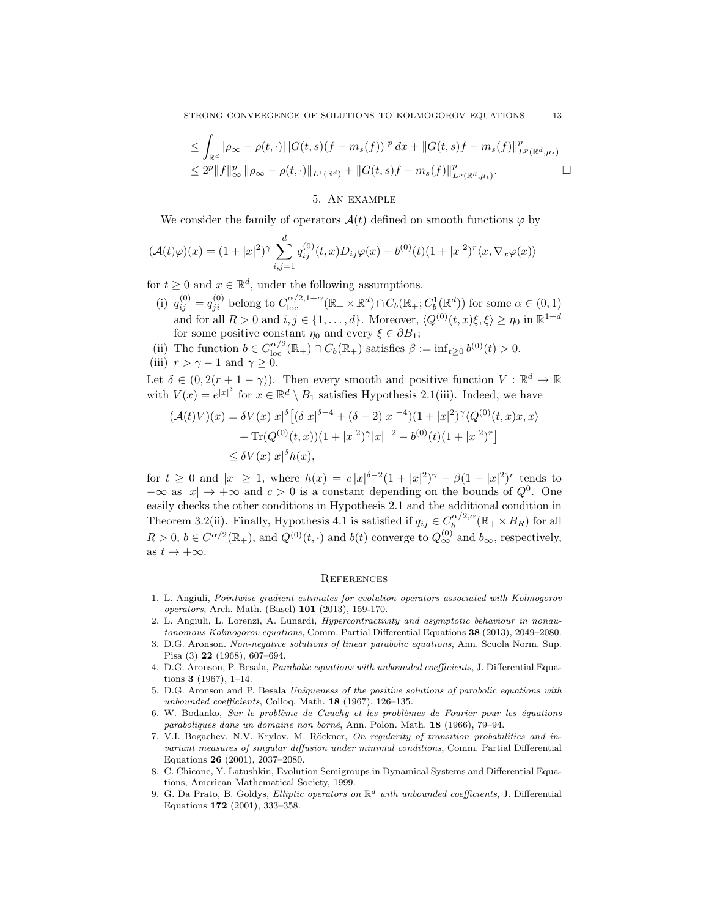$$
\begin{aligned}
&\leq \int_{\mathbb{R}^d} |\rho_\infty - \rho(t,\cdot)|\, |G(t,s)(f - m_s(f))|^p\, dx + \|G(t,s)f - m_s(f)\|^p_{L^p(\mathbb{R}^d,\mu_t)} \\
&\leq 2^p \|f\|_\infty^p \, \|\rho_\infty - \rho(t,\cdot)\|_{L^1(\mathbb{R}^d)} + \|G(t,s)f - m_s(f)\|^p_{L^p(\mathbb{R}^d,\mu_t)}. \qquad \square
\end{aligned}
$$

## 5. An example

We consider the family of operators $\mathcal{A}(t)$ defined on smooth functions $\varphi$ by

$$
(\mathcal{A}(t)\varphi)(x) = (1+|x|^2)^\gamma \sum_{i,j=1}^d q_{ij}^{(0)}(t,x) D_{ij}\varphi(x) - b^{(0)}(t)(1+|x|^2)^r \langle x, \nabla_x \varphi(x)\rangle
$$

for $t \geq 0$ and $x \in \mathbb{R}^d$, under the following assumptions.

(i) $q_{ij}^{(0)} = q_{ji}^{(0)}$ belong to $C^{\alpha/2,1+\alpha}_{\rm loc}(\mathbb{R}_+ \times \mathbb{R}^d) \cap C_b(\mathbb{R}_+; C^1_b(\mathbb{R}^d))$ for some $\alpha \in (0,1)$ and for all $R > 0$ and $i,j \in \{1,\ldots,d\}$. Moreover, $\langle Q^{(0)}(t,x)\xi, \xi\rangle \geq \eta_0$ in $\mathbb{R}^{1+d}$ for some positive constant $\eta_0$ and every $\xi \in \partial B_1$;

(ii) The function $b \in C^{\alpha/2}_{\rm loc}(\mathbb{R}_+) \cap C_b(\mathbb{R}_+)$ satisfies $\beta := \inf_{t \geq 0} b^{(0)}(t) > 0$.

(iii) $r > \gamma - 1$ and $\gamma \geq 0$.

Let $\delta \in (0, 2(r+1-\gamma))$. Then every smooth and positive function $V : \mathbb{R}^d \to \mathbb{R}$ with $V(x) = e^{|x|^\delta}$ for $x \in \mathbb{R}^d \setminus B_1$ satisfies Hypothesis 2.1(iii). Indeed, we have

$$
\begin{aligned}
(\mathcal{A}(t)V)(x) &= \delta V(x)|x|^\delta \big[(\delta|x|^{\delta-4} + (\delta-2)|x|^{-4})(1+|x|^2)^\gamma \langle Q^{(0)}(t,x)x, x\rangle \\
&\quad + \mathrm{Tr}(Q^{(0)}(t,x))(1+|x|^2)^\gamma |x|^{-2} - b^{(0)}(t)(1+|x|^2)^r\big] \\
&\leq \delta V(x)|x|^\delta h(x),
\end{aligned}
$$

for $t \geq 0$ and $|x| \geq 1$, where $h(x) = c\,|x|^{\delta-2}(1+|x|^2)^\gamma - \beta(1+|x|^2)^r$ tends to $-\infty$ as $|x| \to +\infty$ and $c > 0$ is a constant depending on the bounds of $Q^0$. One easily checks the other conditions in Hypothesis 2.1 and the additional condition in Theorem 3.2(ii). Finally, Hypothesis 4.1 is satisfied if $q_{ij} \in C_b^{\alpha/2,\alpha}(\mathbb{R}_+ \times B_R)$ for all $R > 0$, $b \in C^{\alpha/2}(\mathbb{R}_+)$, and $Q^{(0)}(t,\cdot)$ and $b(t)$ converge to $Q_\infty^{(0)}$ and $b_\infty$, respectively, as $t \to +\infty$.

## References

1. L. Angiuli, *Pointwise gradient estimates for evolution operators associated with Kolmogorov operators*, Arch. Math. (Basel) **101** (2013), 159-170.
2. L. Angiuli, L. Lorenzi, A. Lunardi, *Hypercontractivity and asymptotic behaviour in nonautonomous Kolmogorov equations*, Comm. Partial Differential Equations **38** (2013), 2049–2080.
3. D.G. Aronson. *Non-negative solutions of linear parabolic equations*, Ann. Scuola Norm. Sup. Pisa (3) **22** (1968), 607–694.
4. D.G. Aronson, P. Besala, *Parabolic equations with unbounded coefficients*, J. Differential Equations **3** (1967), 1–14.
5. D.G. Aronson and P. Besala *Uniqueness of the positive solutions of parabolic equations with unbounded coefficients*, Colloq. Math. **18** (1967), 126–135.
6. W. Bodanko, *Sur le problème de Cauchy et les problèmes de Fourier pour les équations paraboliques dans un domaine non borné*, Ann. Polon. Math. **18** (1966), 79–94.
7. V.I. Bogachev, N.V. Krylov, M. Röckner, *On regularity of transition probabilities and invariant measures of singular diffusion under minimal conditions*, Comm. Partial Differential Equations **26** (2001), 2037–2080.
8. C. Chicone, Y. Latushkin, Evolution Semigroups in Dynamical Systems and Differential Equations, American Mathematical Society, 1999.
9. G. Da Prato, B. Goldys, *Elliptic operators on $\mathbb{R}^d$ with unbounded coefficients*, J. Differential Equations **172** (2001), 333–358.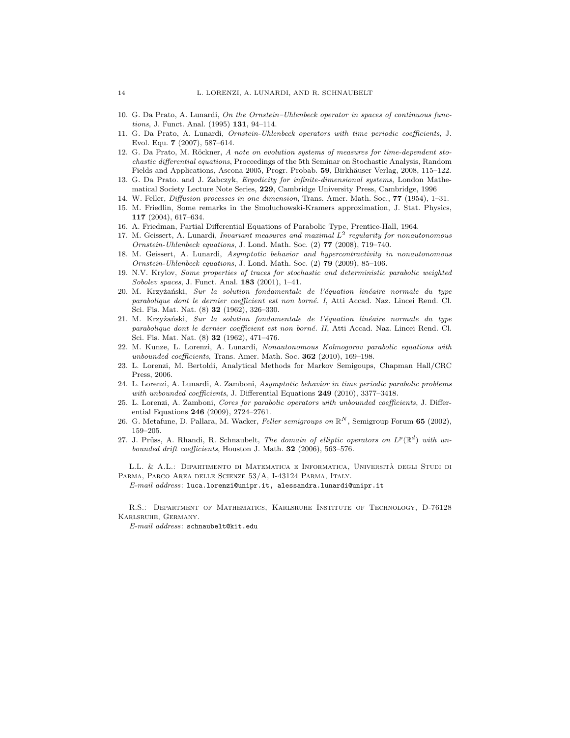10. G. Da Prato, A. Lunardi, *On the Ornstein–Uhlenbeck operator in spaces of continuous functions*, J. Funct. Anal. (1995) **131**, 94–114.
11. G. Da Prato, A. Lunardi, *Ornstein-Uhlenbeck operators with time periodic coefficients*, J. Evol. Equ. **7** (2007), 587–614.
12. G. Da Prato, M. Röckner, *A note on evolution systems of measures for time-dependent stochastic differential equations*, Proceedings of the 5th Seminar on Stochastic Analysis, Random Fields and Applications, Ascona 2005, Progr. Probab. **59**, Birkhäuser Verlag, 2008, 115–122.
13. G. Da Prato. and J. Zabczyk, *Ergodicity for infinite-dimensional systems*, London Mathematical Society Lecture Note Series, **229**, Cambridge University Press, Cambridge, 1996
14. W. Feller, *Diffusion processes in one dimension*, Trans. Amer. Math. Soc., **77** (1954), 1–31.
15. M. Friedlin, Some remarks in the Smoluchowski-Kramers approximation, J. Stat. Physics, **117** (2004), 617–634.
16. A. Friedman, Partial Differential Equations of Parabolic Type, Prentice-Hall, 1964.
17. M. Geissert, A. Lunardi, *Invariant measures and maximal $L^2$ regularity for nonautonomous Ornstein-Uhlenbeck equations*, J. Lond. Math. Soc. (2) **77** (2008), 719–740.
18. M. Geissert, A. Lunardi, *Asymptotic behavior and hypercontractivity in nonautonomous Ornstein-Uhlenbeck equations*, J. Lond. Math. Soc. (2) **79** (2009), 85–106.
19. N.V. Krylov, *Some properties of traces for stochastic and deterministic parabolic weighted Sobolev spaces*, J. Funct. Anal. **183** (2001), 1–41.
20. M. Krzyżański, *Sur la solution fondamentale de l'équation linéaire normale du type parabolique dont le dernier coefficient est non borné. I*, Atti Accad. Naz. Lincei Rend. Cl. Sci. Fis. Mat. Nat. (8) **32** (1962), 326–330.
21. M. Krzyżański, *Sur la solution fondamentale de l'équation linéaire normale du type parabolique dont le dernier coefficient est non borné. II*, Atti Accad. Naz. Lincei Rend. Cl. Sci. Fis. Mat. Nat. (8) **32** (1962), 471–476.
22. M. Kunze, L. Lorenzi, A. Lunardi, *Nonautonomous Kolmogorov parabolic equations with unbounded coefficients*, Trans. Amer. Math. Soc. **362** (2010), 169–198.
23. L. Lorenzi, M. Bertoldi, Analytical Methods for Markov Semigoups, Chapman Hall/CRC Press, 2006.
24. L. Lorenzi, A. Lunardi, A. Zamboni, *Asymptotic behavior in time periodic parabolic problems with unbounded coefficients*, J. Differential Equations **249** (2010), 3377–3418.
25. L. Lorenzi, A. Zamboni, *Cores for parabolic operators with unbounded coefficients*, J. Differential Equations **246** (2009), 2724–2761.
26. G. Metafune, D. Pallara, M. Wacker, *Feller semigroups on $\mathbb{R}^N$*, Semigroup Forum **65** (2002), 159–205.
27. J. Prüss, A. Rhandi, R. Schnaubelt, *The domain of elliptic operators on $L^p(\mathbb{R}^d)$ with unbounded drift coefficients*, Houston J. Math. **32** (2006), 563–576.

L.L. & A.L.: Dipartimento di Matematica e Informatica, Università degli Studi di Parma, Parco Area delle Scienze 53/A, I-43124 Parma, Italy.

*E-mail address*: luca.lorenzi@unipr.it, alessandra.lunardi@unipr.it

R.S.: Department of Mathematics, Karlsruhe Institute of Technology, D-76128 Karlsruhe, Germany.

*E-mail address*: schnaubelt@kit.edu